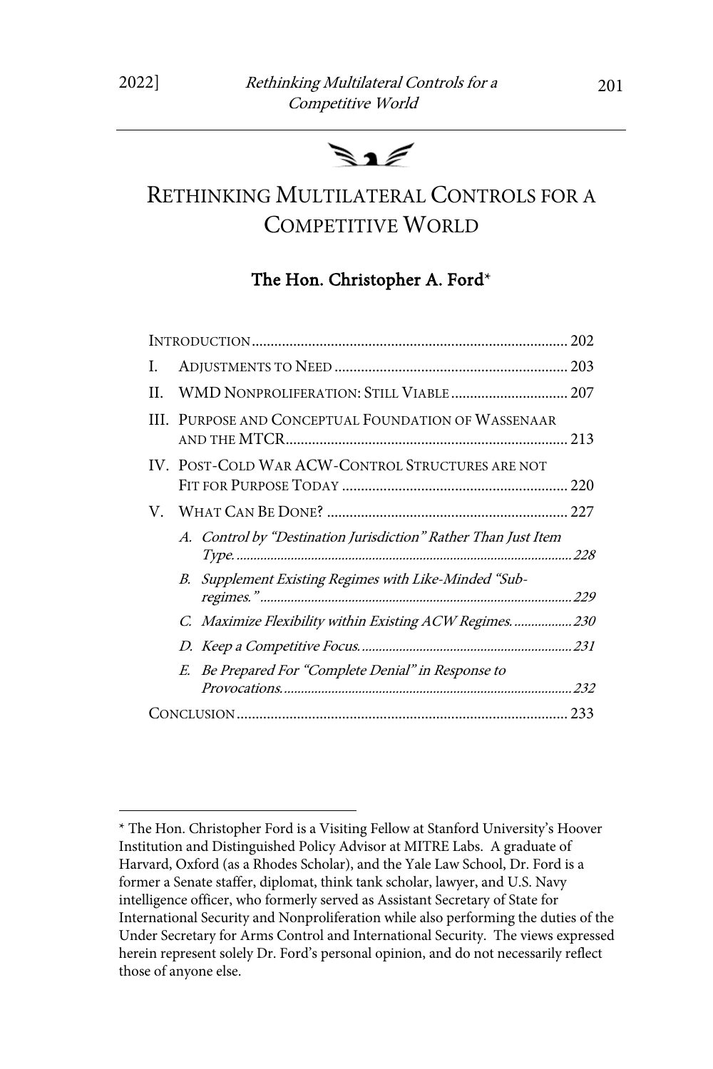# RETHINKING MULTILATERAL CONTROLS FOR A COMPETITIVE WORLD

**The Hon. Christopher A. Ford***

INTRODUCTION .......... 202

I. ADJUSTMENTS TO NEED .......... 203

II. WMD NONPROLIFERATION: STILL VIABLE .......... 207

III. PURPOSE AND CONCEPTUAL FOUNDATION OF WASSENAAR AND THE MTCR .......... 213

IV. POST-COLD WAR ACW-CONTROL STRUCTURES ARE NOT FIT FOR PURPOSE TODAY .......... 220

V. WHAT CAN BE DONE? .......... 227

- *A. Control by "Destination Jurisdiction" Rather Than Just Item Type.* .......... 228
- *B. Supplement Existing Regimes with Like-Minded "Sub-regimes."* .......... 229
- *C. Maximize Flexibility within Existing ACW Regimes.* .......... 230
- *D. Keep a Competitive Focus.* .......... 231
- *E. Be Prepared For "Complete Denial" in Response to Provocations.* .......... 232

CONCLUSION .......... 233

---

\* The Hon. Christopher Ford is a Visiting Fellow at Stanford University's Hoover Institution and Distinguished Policy Advisor at MITRE Labs. A graduate of Harvard, Oxford (as a Rhodes Scholar), and the Yale Law School, Dr. Ford is a former a Senate staffer, diplomat, think tank scholar, lawyer, and U.S. Navy intelligence officer, who formerly served as Assistant Secretary of State for International Security and Nonproliferation while also performing the duties of the Under Secretary for Arms Control and International Security. The views expressed herein represent solely Dr. Ford's personal opinion, and do not necessarily reflect those of anyone else.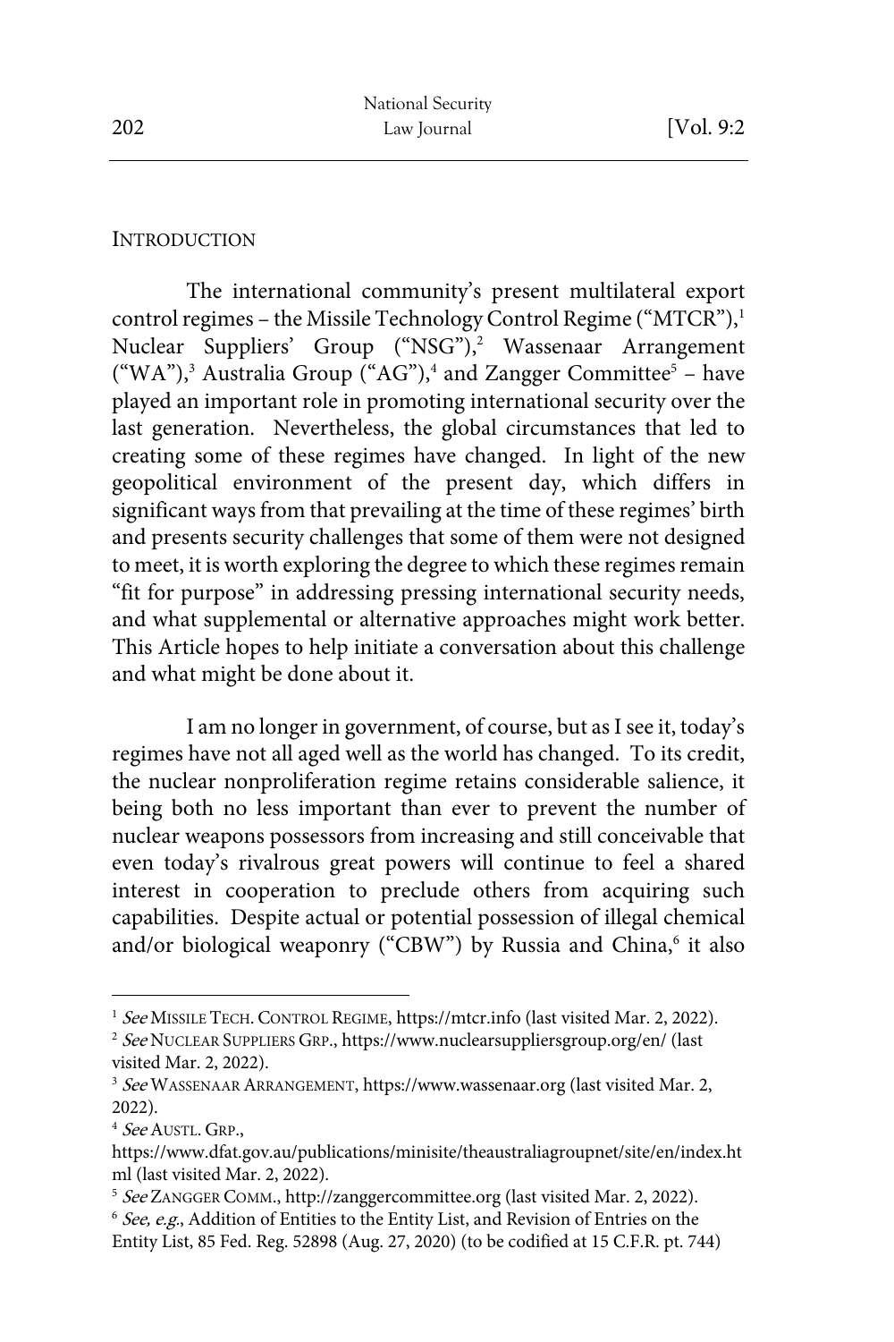## INTRODUCTION

The international community's present multilateral export control regimes – the Missile Technology Control Regime ("MTCR"),[1] Nuclear Suppliers' Group ("NSG"),[2] Wassenaar Arrangement ("WA"),[3] Australia Group ("AG"),[4] and Zangger Committee[5] – have played an important role in promoting international security over the last generation. Nevertheless, the global circumstances that led to creating some of these regimes have changed. In light of the new geopolitical environment of the present day, which differs in significant ways from that prevailing at the time of these regimes' birth and presents security challenges that some of them were not designed to meet, it is worth exploring the degree to which these regimes remain "fit for purpose" in addressing pressing international security needs, and what supplemental or alternative approaches might work better. This Article hopes to help initiate a conversation about this challenge and what might be done about it.

I am no longer in government, of course, but as I see it, today's regimes have not all aged well as the world has changed. To its credit, the nuclear nonproliferation regime retains considerable salience, it being both no less important than ever to prevent the number of nuclear weapons possessors from increasing and still conceivable that even today's rivalrous great powers will continue to feel a shared interest in cooperation to preclude others from acquiring such capabilities. Despite actual or potential possession of illegal chemical and/or biological weaponry ("CBW") by Russia and China,[6] it also

---

[1] *See* MISSILE TECH. CONTROL REGIME, https://mtcr.info (last visited Mar. 2, 2022).

[2] *See* NUCLEAR SUPPLIERS GRP., https://www.nuclearsuppliersgroup.org/en/ (last visited Mar. 2, 2022).

[3] *See* WASSENAAR ARRANGEMENT, https://www.wassenaar.org (last visited Mar. 2, 2022).

[4] *See* AUSTL. GRP., https://www.dfat.gov.au/publications/minisite/theaustraliagroupnet/site/en/index.html (last visited Mar. 2, 2022).

[5] *See* ZANGGER COMM., http://zanggercommittee.org (last visited Mar. 2, 2022).

[6] *See, e.g.*, Addition of Entities to the Entity List, and Revision of Entries on the Entity List, 85 Fed. Reg. 52898 (Aug. 27, 2020) (to be codified at 15 C.F.R. pt. 744)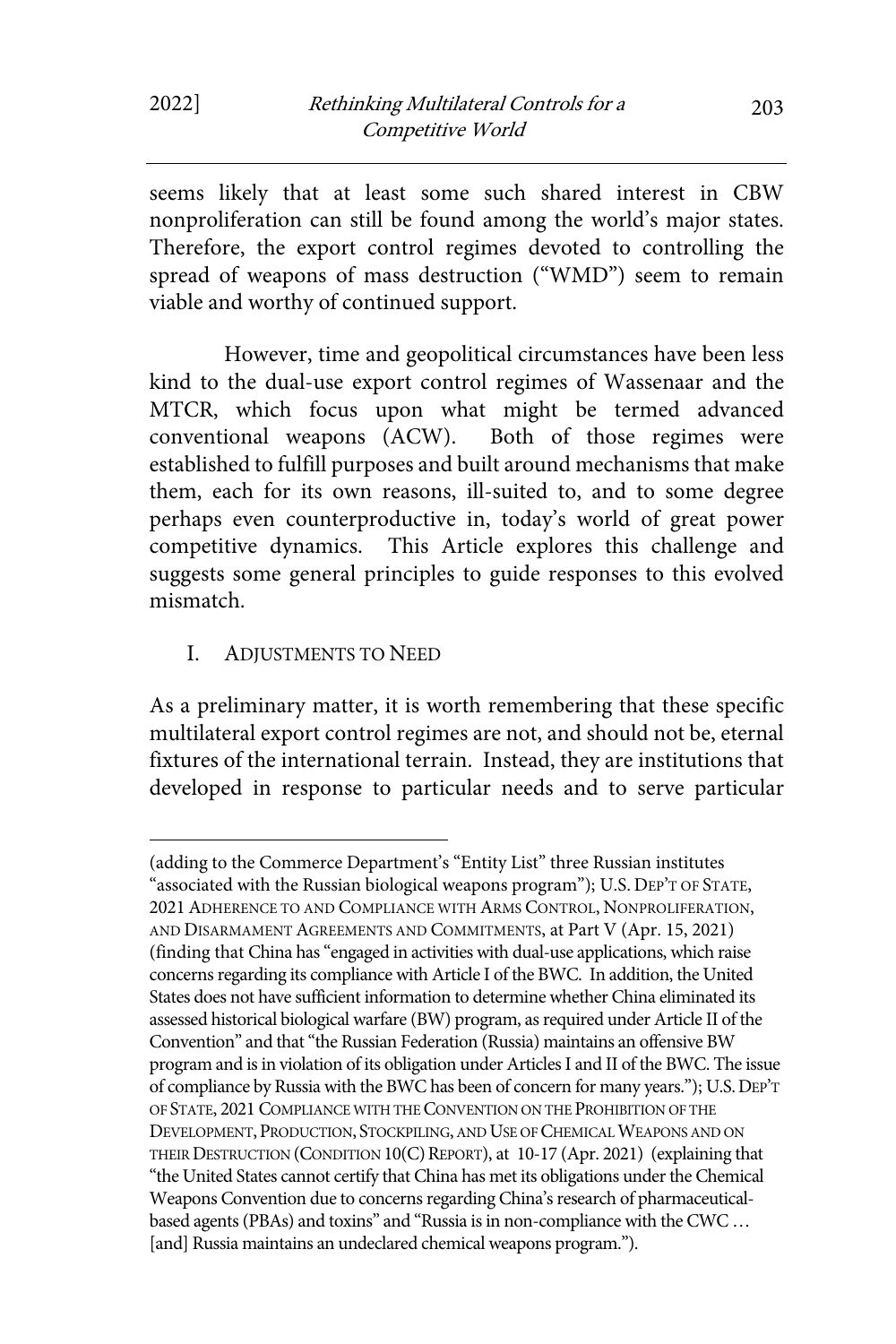seems likely that at least some such shared interest in CBW nonproliferation can still be found among the world's major states. Therefore, the export control regimes devoted to controlling the spread of weapons of mass destruction ("WMD") seem to remain viable and worthy of continued support.

However, time and geopolitical circumstances have been less kind to the dual-use export control regimes of Wassenaar and the MTCR, which focus upon what might be termed advanced conventional weapons (ACW). Both of those regimes were established to fulfill purposes and built around mechanisms that make them, each for its own reasons, ill-suited to, and to some degree perhaps even counterproductive in, today's world of great power competitive dynamics. This Article explores this challenge and suggests some general principles to guide responses to this evolved mismatch.

## I. ADJUSTMENTS TO NEED

As a preliminary matter, it is worth remembering that these specific multilateral export control regimes are not, and should not be, eternal fixtures of the international terrain. Instead, they are institutions that developed in response to particular needs and to serve particular

(adding to the Commerce Department's "Entity List" three Russian institutes "associated with the Russian biological weapons program"); U.S. DEP'T OF STATE, 2021 ADHERENCE TO AND COMPLIANCE WITH ARMS CONTROL, NONPROLIFERATION, AND DISARMAMENT AGREEMENTS AND COMMITMENTS, at Part V (Apr. 15, 2021) (finding that China has "engaged in activities with dual-use applications, which raise concerns regarding its compliance with Article I of the BWC. In addition, the United States does not have sufficient information to determine whether China eliminated its assessed historical biological warfare (BW) program, as required under Article II of the Convention" and that "the Russian Federation (Russia) maintains an offensive BW program and is in violation of its obligation under Articles I and II of the BWC. The issue of compliance by Russia with the BWC has been of concern for many years."); U.S. DEP'T OF STATE, 2021 COMPLIANCE WITH THE CONVENTION ON THE PROHIBITION OF THE DEVELOPMENT, PRODUCTION, STOCKPILING, AND USE OF CHEMICAL WEAPONS AND ON THEIR DESTRUCTION (CONDITION 10(C) REPORT), at 10-17 (Apr. 2021) (explaining that "the United States cannot certify that China has met its obligations under the Chemical Weapons Convention due to concerns regarding China's research of pharmaceutical-based agents (PBAs) and toxins" and "Russia is in non-compliance with the CWC … [and] Russia maintains an undeclared chemical weapons program.").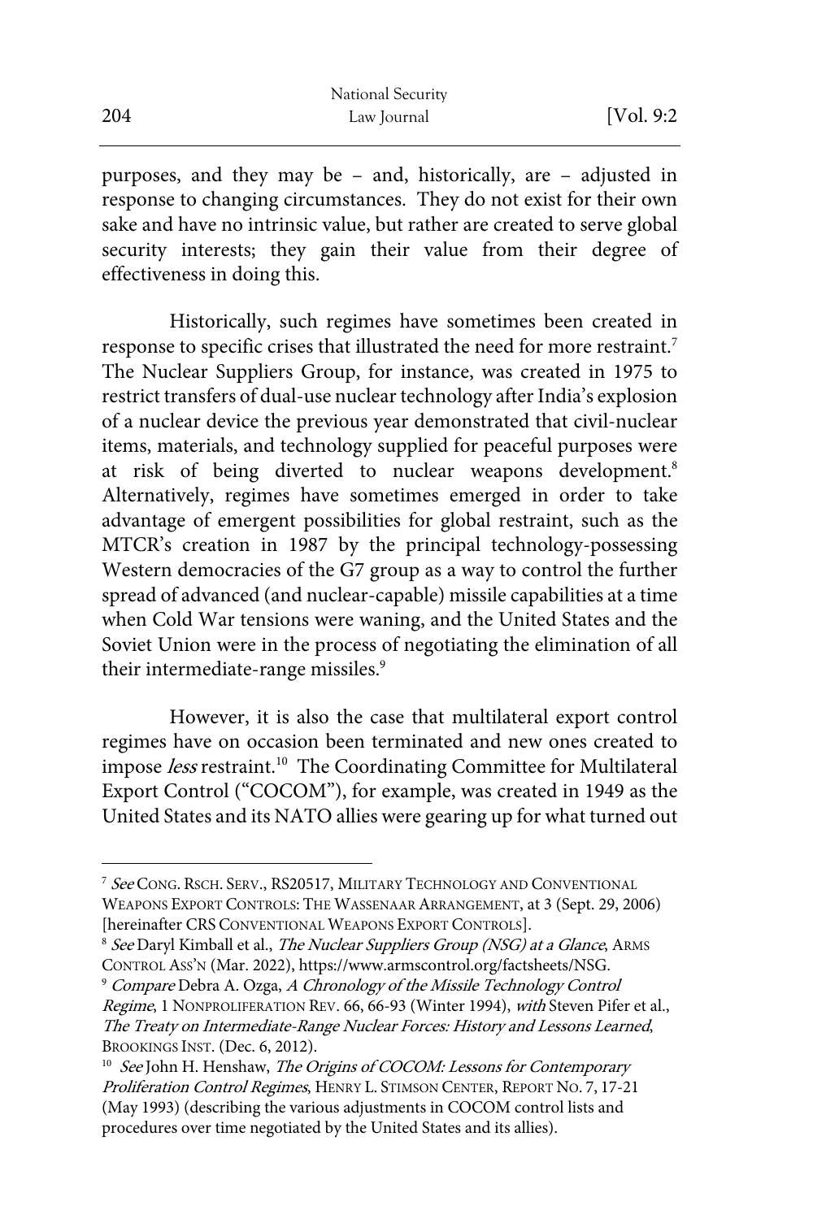purposes, and they may be – and, historically, are – adjusted in response to changing circumstances. They do not exist for their own sake and have no intrinsic value, but rather are created to serve global security interests; they gain their value from their degree of effectiveness in doing this.

Historically, such regimes have sometimes been created in response to specific crises that illustrated the need for more restraint.[7] The Nuclear Suppliers Group, for instance, was created in 1975 to restrict transfers of dual-use nuclear technology after India's explosion of a nuclear device the previous year demonstrated that civil-nuclear items, materials, and technology supplied for peaceful purposes were at risk of being diverted to nuclear weapons development.[8] Alternatively, regimes have sometimes emerged in order to take advantage of emergent possibilities for global restraint, such as the MTCR's creation in 1987 by the principal technology-possessing Western democracies of the G7 group as a way to control the further spread of advanced (and nuclear-capable) missile capabilities at a time when Cold War tensions were waning, and the United States and the Soviet Union were in the process of negotiating the elimination of all their intermediate-range missiles.[9]

However, it is also the case that multilateral export control regimes have on occasion been terminated and new ones created to impose *less* restraint.[10] The Coordinating Committee for Multilateral Export Control ("COCOM"), for example, was created in 1949 as the United States and its NATO allies were gearing up for what turned out

---

[7] *See* CONG. RSCH. SERV., RS20517, MILITARY TECHNOLOGY AND CONVENTIONAL WEAPONS EXPORT CONTROLS: THE WASSENAAR ARRANGEMENT, at 3 (Sept. 29, 2006) [hereinafter CRS CONVENTIONAL WEAPONS EXPORT CONTROLS].

[8] *See* Daryl Kimball et al., *The Nuclear Suppliers Group (NSG) at a Glance*, ARMS CONTROL ASS'N (Mar. 2022), https://www.armscontrol.org/factsheets/NSG.

[9] *Compare* Debra A. Ozga, *A Chronology of the Missile Technology Control Regime*, 1 NONPROLIFERATION REV. 66, 66-93 (Winter 1994), *with* Steven Pifer et al., *The Treaty on Intermediate-Range Nuclear Forces: History and Lessons Learned*, BROOKINGS INST. (Dec. 6, 2012).

[10] *See* John H. Henshaw, *The Origins of COCOM: Lessons for Contemporary Proliferation Control Regimes*, HENRY L. STIMSON CENTER, REPORT NO. 7, 17-21 (May 1993) (describing the various adjustments in COCOM control lists and procedures over time negotiated by the United States and its allies).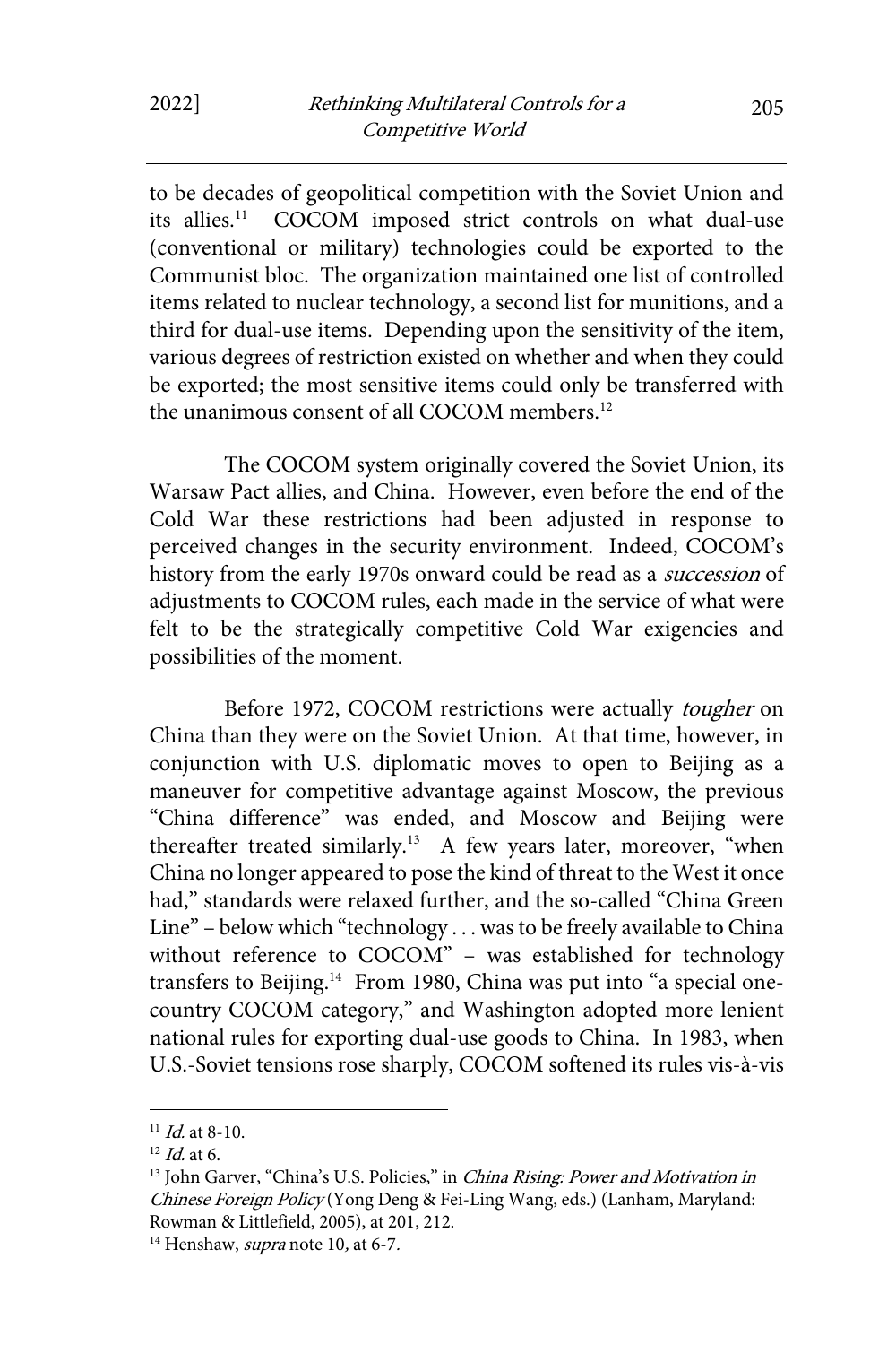to be decades of geopolitical competition with the Soviet Union and its allies.[11] COCOM imposed strict controls on what dual-use (conventional or military) technologies could be exported to the Communist bloc. The organization maintained one list of controlled items related to nuclear technology, a second list for munitions, and a third for dual-use items. Depending upon the sensitivity of the item, various degrees of restriction existed on whether and when they could be exported; the most sensitive items could only be transferred with the unanimous consent of all COCOM members.[12]

The COCOM system originally covered the Soviet Union, its Warsaw Pact allies, and China. However, even before the end of the Cold War these restrictions had been adjusted in response to perceived changes in the security environment. Indeed, COCOM's history from the early 1970s onward could be read as a *succession* of adjustments to COCOM rules, each made in the service of what were felt to be the strategically competitive Cold War exigencies and possibilities of the moment.

Before 1972, COCOM restrictions were actually *tougher* on China than they were on the Soviet Union. At that time, however, in conjunction with U.S. diplomatic moves to open to Beijing as a maneuver for competitive advantage against Moscow, the previous "China difference" was ended, and Moscow and Beijing were thereafter treated similarly.[13] A few years later, moreover, "when China no longer appeared to pose the kind of threat to the West it once had," standards were relaxed further, and the so-called "China Green Line" – below which "technology . . . was to be freely available to China without reference to COCOM" – was established for technology transfers to Beijing.[14] From 1980, China was put into "a special one-country COCOM category," and Washington adopted more lenient national rules for exporting dual-use goods to China. In 1983, when U.S.-Soviet tensions rose sharply, COCOM softened its rules vis-à-vis

---

[11] *Id.* at 8-10.

[12] *Id.* at 6.

[13] John Garver, "China's U.S. Policies," in *China Rising: Power and Motivation in Chinese Foreign Policy* (Yong Deng & Fei-Ling Wang, eds.) (Lanham, Maryland: Rowman & Littlefield, 2005), at 201, 212.

[14] Henshaw, *supra* note 10, at 6-7.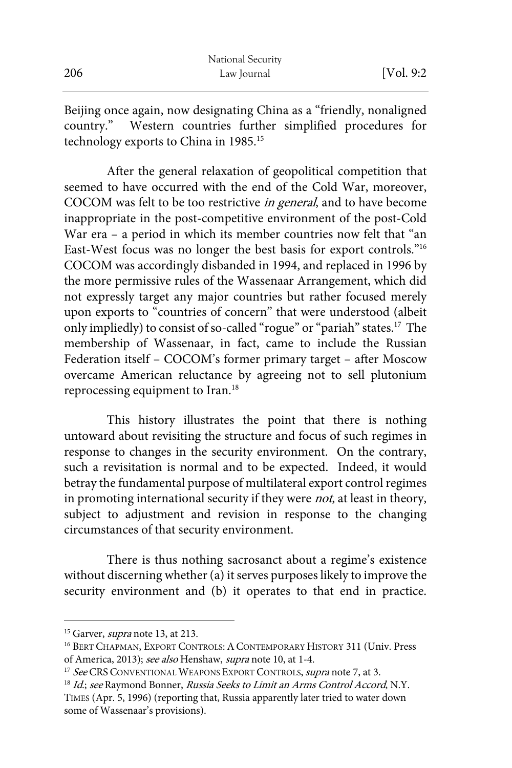Beijing once again, now designating China as a "friendly, nonaligned country." Western countries further simplified procedures for technology exports to China in 1985.[15]

After the general relaxation of geopolitical competition that seemed to have occurred with the end of the Cold War, moreover, COCOM was felt to be too restrictive *in general*, and to have become inappropriate in the post-competitive environment of the post-Cold War era – a period in which its member countries now felt that "an East-West focus was no longer the best basis for export controls."[16] COCOM was accordingly disbanded in 1994, and replaced in 1996 by the more permissive rules of the Wassenaar Arrangement, which did not expressly target any major countries but rather focused merely upon exports to "countries of concern" that were understood (albeit only impliedly) to consist of so-called "rogue" or "pariah" states.[17] The membership of Wassenaar, in fact, came to include the Russian Federation itself – COCOM's former primary target – after Moscow overcame American reluctance by agreeing not to sell plutonium reprocessing equipment to Iran.[18]

This history illustrates the point that there is nothing untoward about revisiting the structure and focus of such regimes in response to changes in the security environment. On the contrary, such a revisitation is normal and to be expected. Indeed, it would betray the fundamental purpose of multilateral export control regimes in promoting international security if they were *not*, at least in theory, subject to adjustment and revision in response to the changing circumstances of that security environment.

There is thus nothing sacrosanct about a regime's existence without discerning whether (a) it serves purposes likely to improve the security environment and (b) it operates to that end in practice.

---

[15] Garver, *supra* note 13, at 213.

[16] BERT CHAPMAN, EXPORT CONTROLS: A CONTEMPORARY HISTORY 311 (Univ. Press of America, 2013); *see also* Henshaw, *supra* note 10, at 1-4.

[17] *See* CRS CONVENTIONAL WEAPONS EXPORT CONTROLS, *supra* note 7, at 3.

[18] *Id.*; *see* Raymond Bonner, *Russia Seeks to Limit an Arms Control Accord*, N.Y. TIMES (Apr. 5, 1996) (reporting that, Russia apparently later tried to water down some of Wassenaar's provisions).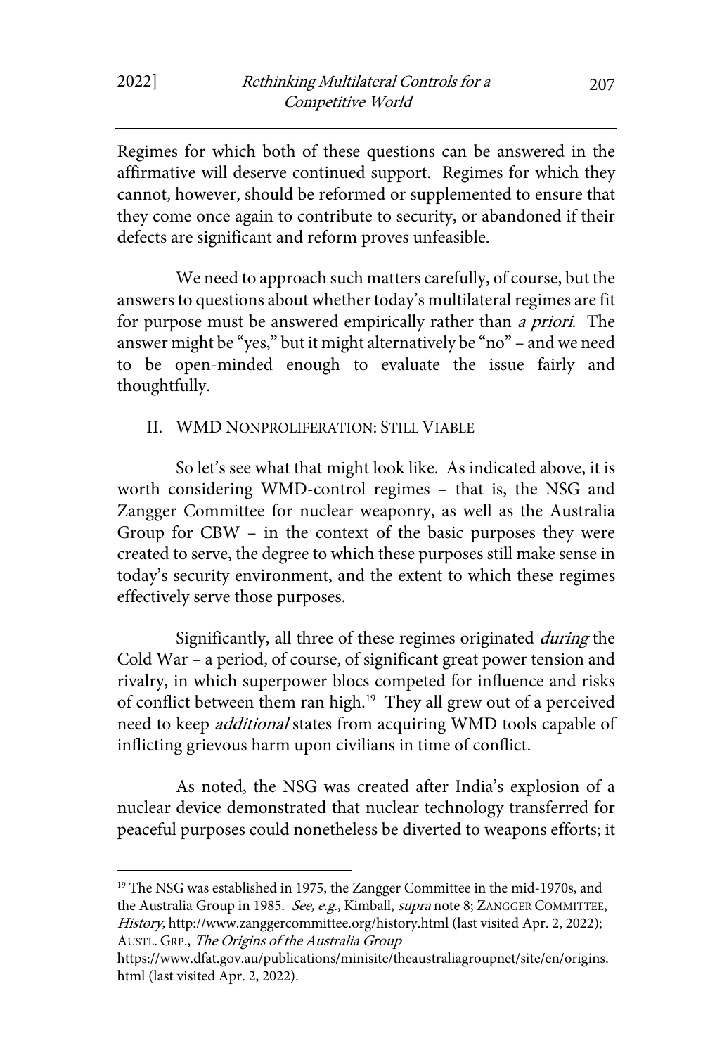Regimes for which both of these questions can be answered in the affirmative will deserve continued support. Regimes for which they cannot, however, should be reformed or supplemented to ensure that they come once again to contribute to security, or abandoned if their defects are significant and reform proves unfeasible.

We need to approach such matters carefully, of course, but the answers to questions about whether today's multilateral regimes are fit for purpose must be answered empirically rather than *a priori*. The answer might be "yes," but it might alternatively be "no" – and we need to be open-minded enough to evaluate the issue fairly and thoughtfully.

## II. WMD NONPROLIFERATION: STILL VIABLE

So let's see what that might look like. As indicated above, it is worth considering WMD-control regimes – that is, the NSG and Zangger Committee for nuclear weaponry, as well as the Australia Group for CBW – in the context of the basic purposes they were created to serve, the degree to which these purposes still make sense in today's security environment, and the extent to which these regimes effectively serve those purposes.

Significantly, all three of these regimes originated *during* the Cold War – a period, of course, of significant great power tension and rivalry, in which superpower blocs competed for influence and risks of conflict between them ran high.[19] They all grew out of a perceived need to keep *additional* states from acquiring WMD tools capable of inflicting grievous harm upon civilians in time of conflict.

As noted, the NSG was created after India's explosion of a nuclear device demonstrated that nuclear technology transferred for peaceful purposes could nonetheless be diverted to weapons efforts; it

---

[19] The NSG was established in 1975, the Zangger Committee in the mid-1970s, and the Australia Group in 1985. *See, e.g.*, Kimball, *supra* note 8; ZANGGER COMMITTEE, *History,* http://www.zanggercommittee.org/history.html (last visited Apr. 2, 2022); AUSTL. GRP., *The Origins of the Australia Group* https://www.dfat.gov.au/publications/minisite/theaustraliagroupnet/site/en/origins.html (last visited Apr. 2, 2022).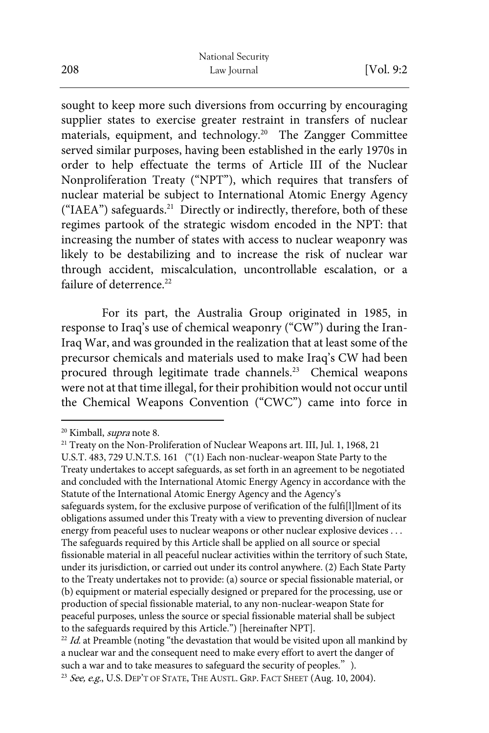sought to keep more such diversions from occurring by encouraging supplier states to exercise greater restraint in transfers of nuclear materials, equipment, and technology.[20] The Zangger Committee served similar purposes, having been established in the early 1970s in order to help effectuate the terms of Article III of the Nuclear Nonproliferation Treaty ("NPT"), which requires that transfers of nuclear material be subject to International Atomic Energy Agency ("IAEA") safeguards.[21] Directly or indirectly, therefore, both of these regimes partook of the strategic wisdom encoded in the NPT: that increasing the number of states with access to nuclear weaponry was likely to be destabilizing and to increase the risk of nuclear war through accident, miscalculation, uncontrollable escalation, or a failure of deterrence.[22]

For its part, the Australia Group originated in 1985, in response to Iraq's use of chemical weaponry ("CW") during the Iran-Iraq War, and was grounded in the realization that at least some of the precursor chemicals and materials used to make Iraq's CW had been procured through legitimate trade channels.[23] Chemical weapons were not at that time illegal, for their prohibition would not occur until the Chemical Weapons Convention ("CWC") came into force in

---

[20] Kimball, *supra* note 8.

[21] Treaty on the Non-Proliferation of Nuclear Weapons art. III, Jul. 1, 1968, 21 U.S.T. 483, 729 U.N.T.S. 161 ("(1) Each non-nuclear-weapon State Party to the Treaty undertakes to accept safeguards, as set forth in an agreement to be negotiated and concluded with the International Atomic Energy Agency in accordance with the Statute of the International Atomic Energy Agency and the Agency's safeguards system, for the exclusive purpose of verification of the fulfi[l]lment of its obligations assumed under this Treaty with a view to preventing diversion of nuclear energy from peaceful uses to nuclear weapons or other nuclear explosive devices . . . The safeguards required by this Article shall be applied on all source or special fissionable material in all peaceful nuclear activities within the territory of such State, under its jurisdiction, or carried out under its control anywhere. (2) Each State Party to the Treaty undertakes not to provide: (a) source or special fissionable material, or (b) equipment or material especially designed or prepared for the processing, use or production of special fissionable material, to any non-nuclear-weapon State for peaceful purposes, unless the source or special fissionable material shall be subject to the safeguards required by this Article.") [hereinafter NPT].

[22] *Id.* at Preamble (noting "the devastation that would be visited upon all mankind by a nuclear war and the consequent need to make every effort to avert the danger of such a war and to take measures to safeguard the security of peoples.").

[23] *See, e.g.*, U.S. DEP'T OF STATE, THE AUSTL. GRP. FACT SHEET (Aug. 10, 2004).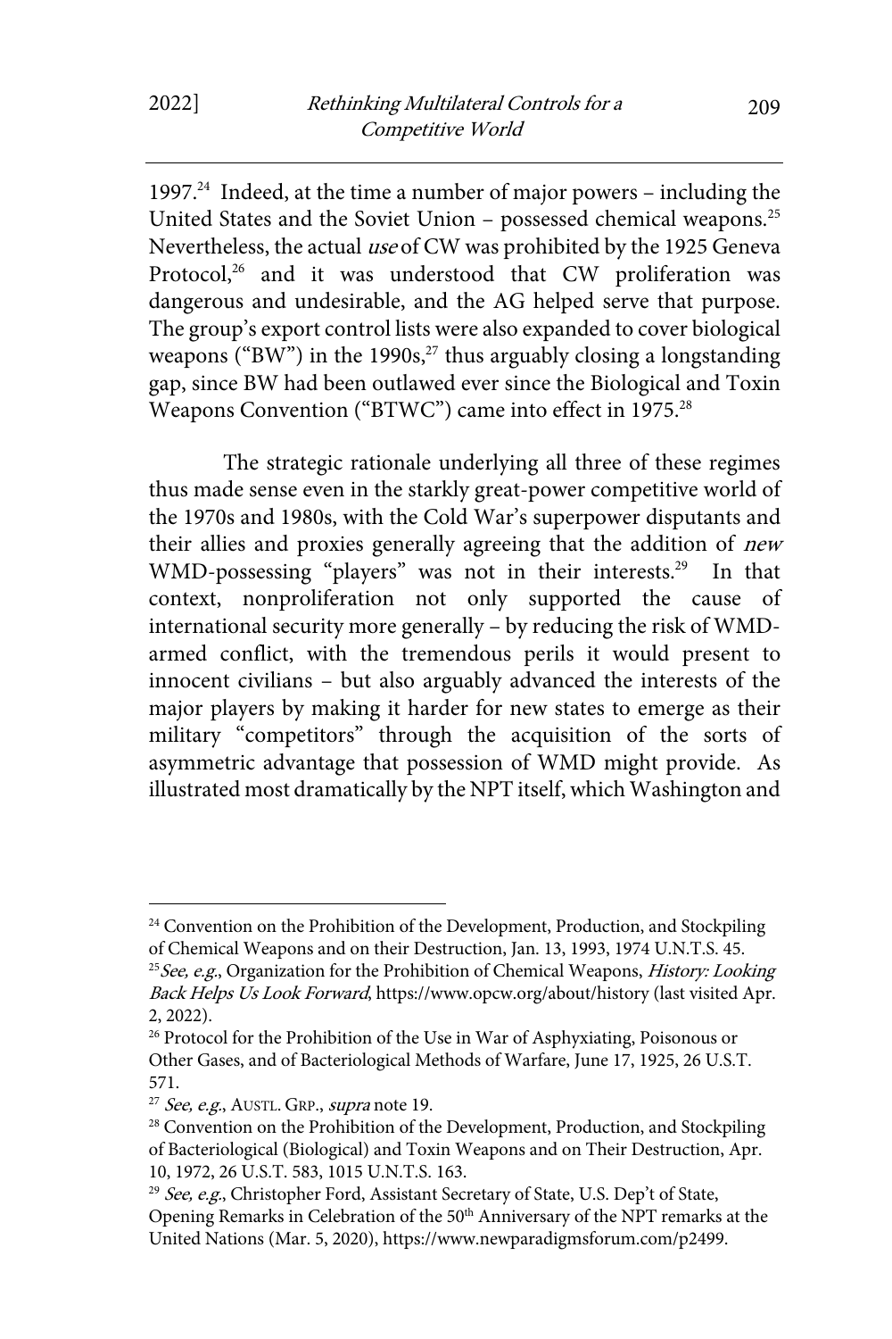1997.[24] Indeed, at the time a number of major powers – including the United States and the Soviet Union – possessed chemical weapons.[25] Nevertheless, the actual *use* of CW was prohibited by the 1925 Geneva Protocol,[26] and it was understood that CW proliferation was dangerous and undesirable, and the AG helped serve that purpose. The group's export control lists were also expanded to cover biological weapons ("BW") in the 1990s,[27] thus arguably closing a longstanding gap, since BW had been outlawed ever since the Biological and Toxin Weapons Convention ("BTWC") came into effect in 1975.[28]

The strategic rationale underlying all three of these regimes thus made sense even in the starkly great-power competitive world of the 1970s and 1980s, with the Cold War's superpower disputants and their allies and proxies generally agreeing that the addition of *new* WMD-possessing "players" was not in their interests.[29] In that context, nonproliferation not only supported the cause of international security more generally – by reducing the risk of WMD-armed conflict, with the tremendous perils it would present to innocent civilians – but also arguably advanced the interests of the major players by making it harder for new states to emerge as their military "competitors" through the acquisition of the sorts of asymmetric advantage that possession of WMD might provide. As illustrated most dramatically by the NPT itself, which Washington and

---

[24] Convention on the Prohibition of the Development, Production, and Stockpiling of Chemical Weapons and on their Destruction, Jan. 13, 1993, 1974 U.N.T.S. 45.

[25] *See, e.g.*, Organization for the Prohibition of Chemical Weapons, *History: Looking Back Helps Us Look Forward*, https://www.opcw.org/about/history (last visited Apr. 2, 2022).

[26] Protocol for the Prohibition of the Use in War of Asphyxiating, Poisonous or Other Gases, and of Bacteriological Methods of Warfare, June 17, 1925, 26 U.S.T. 571.

[27] *See, e.g.*, AUSTL. GRP., *supra* note 19.

[28] Convention on the Prohibition of the Development, Production, and Stockpiling of Bacteriological (Biological) and Toxin Weapons and on Their Destruction, Apr. 10, 1972, 26 U.S.T. 583, 1015 U.N.T.S. 163.

[29] *See, e.g.*, Christopher Ford, Assistant Secretary of State, U.S. Dep't of State, Opening Remarks in Celebration of the 50th Anniversary of the NPT remarks at the United Nations (Mar. 5, 2020), https://www.newparadigmsforum.com/p2499.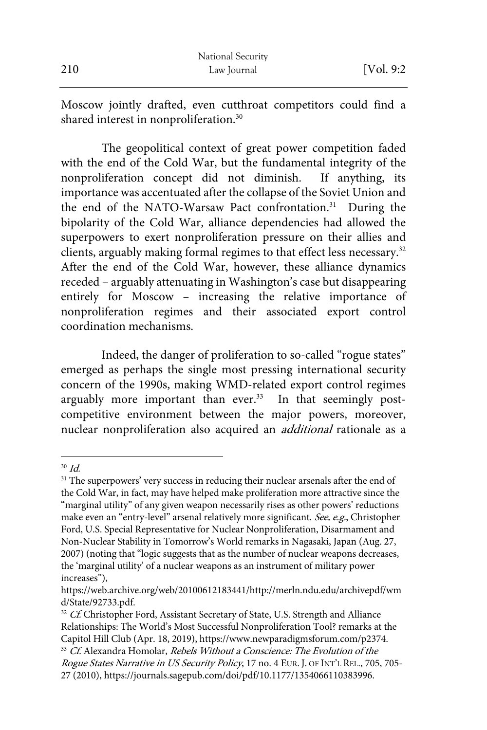Moscow jointly drafted, even cutthroat competitors could find a shared interest in nonproliferation.[30]

The geopolitical context of great power competition faded with the end of the Cold War, but the fundamental integrity of the nonproliferation concept did not diminish. If anything, its importance was accentuated after the collapse of the Soviet Union and the end of the NATO-Warsaw Pact confrontation.[31] During the bipolarity of the Cold War, alliance dependencies had allowed the superpowers to exert nonproliferation pressure on their allies and clients, arguably making formal regimes to that effect less necessary.[32] After the end of the Cold War, however, these alliance dynamics receded – arguably attenuating in Washington's case but disappearing entirely for Moscow – increasing the relative importance of nonproliferation regimes and their associated export control coordination mechanisms.

Indeed, the danger of proliferation to so-called "rogue states" emerged as perhaps the single most pressing international security concern of the 1990s, making WMD-related export control regimes arguably more important than ever.[33] In that seemingly post-competitive environment between the major powers, moreover, nuclear nonproliferation also acquired an *additional* rationale as a

---

[30] *Id.*

[31] The superpowers' very success in reducing their nuclear arsenals after the end of the Cold War, in fact, may have helped make proliferation more attractive since the "marginal utility" of any given weapon necessarily rises as other powers' reductions make even an "entry-level" arsenal relatively more significant. *See, e.g.*, Christopher Ford, U.S. Special Representative for Nuclear Nonproliferation, Disarmament and Non-Nuclear Stability in Tomorrow's World remarks in Nagasaki, Japan (Aug. 27, 2007) (noting that "logic suggests that as the number of nuclear weapons decreases, the 'marginal utility' of a nuclear weapons as an instrument of military power increases"), https://web.archive.org/web/20100612183441/http://merln.ndu.edu/archivepdf/wmd/State/92733.pdf.

[32] *Cf.* Christopher Ford, Assistant Secretary of State, U.S. Strength and Alliance Relationships: The World's Most Successful Nonproliferation Tool? remarks at the Capitol Hill Club (Apr. 18, 2019), https://www.newparadigmsforum.com/p2374.

[33] *Cf.* Alexandra Homolar, *Rebels Without a Conscience: The Evolution of the Rogue States Narrative in US Security Policy*, 17 no. 4 EUR. J. OF INT'L REL., 705, 705-27 (2010), https://journals.sagepub.com/doi/pdf/10.1177/1354066110383996.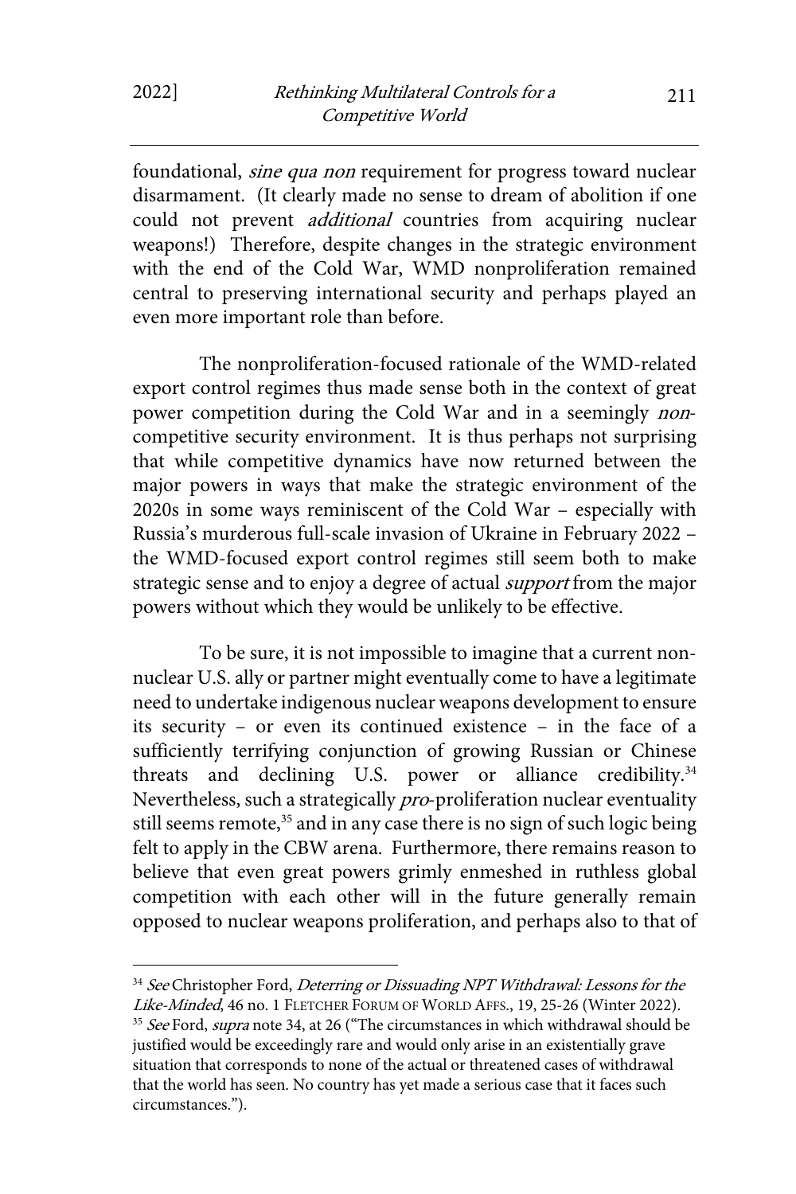foundational, *sine qua non* requirement for progress toward nuclear disarmament. (It clearly made no sense to dream of abolition if one could not prevent *additional* countries from acquiring nuclear weapons!) Therefore, despite changes in the strategic environment with the end of the Cold War, WMD nonproliferation remained central to preserving international security and perhaps played an even more important role than before.

The nonproliferation-focused rationale of the WMD-related export control regimes thus made sense both in the context of great power competition during the Cold War and in a seemingly *non*-competitive security environment. It is thus perhaps not surprising that while competitive dynamics have now returned between the major powers in ways that make the strategic environment of the 2020s in some ways reminiscent of the Cold War – especially with Russia's murderous full-scale invasion of Ukraine in February 2022 – the WMD-focused export control regimes still seem both to make strategic sense and to enjoy a degree of actual *support* from the major powers without which they would be unlikely to be effective.

To be sure, it is not impossible to imagine that a current non-nuclear U.S. ally or partner might eventually come to have a legitimate need to undertake indigenous nuclear weapons development to ensure its security – or even its continued existence – in the face of a sufficiently terrifying conjunction of growing Russian or Chinese threats and declining U.S. power or alliance credibility.[34] Nevertheless, such a strategically *pro*-proliferation nuclear eventuality still seems remote,[35] and in any case there is no sign of such logic being felt to apply in the CBW arena. Furthermore, there remains reason to believe that even great powers grimly enmeshed in ruthless global competition with each other will in the future generally remain opposed to nuclear weapons proliferation, and perhaps also to that of

---

[34] *See* Christopher Ford, *Deterring or Dissuading NPT Withdrawal: Lessons for the Like-Minded*, 46 no. 1 FLETCHER FORUM OF WORLD AFFS., 19, 25-26 (Winter 2022).

[35] *See* Ford, *supra* note 34, at 26 ("The circumstances in which withdrawal should be justified would be exceedingly rare and would only arise in an existentially grave situation that corresponds to none of the actual or threatened cases of withdrawal that the world has seen. No country has yet made a serious case that it faces such circumstances.").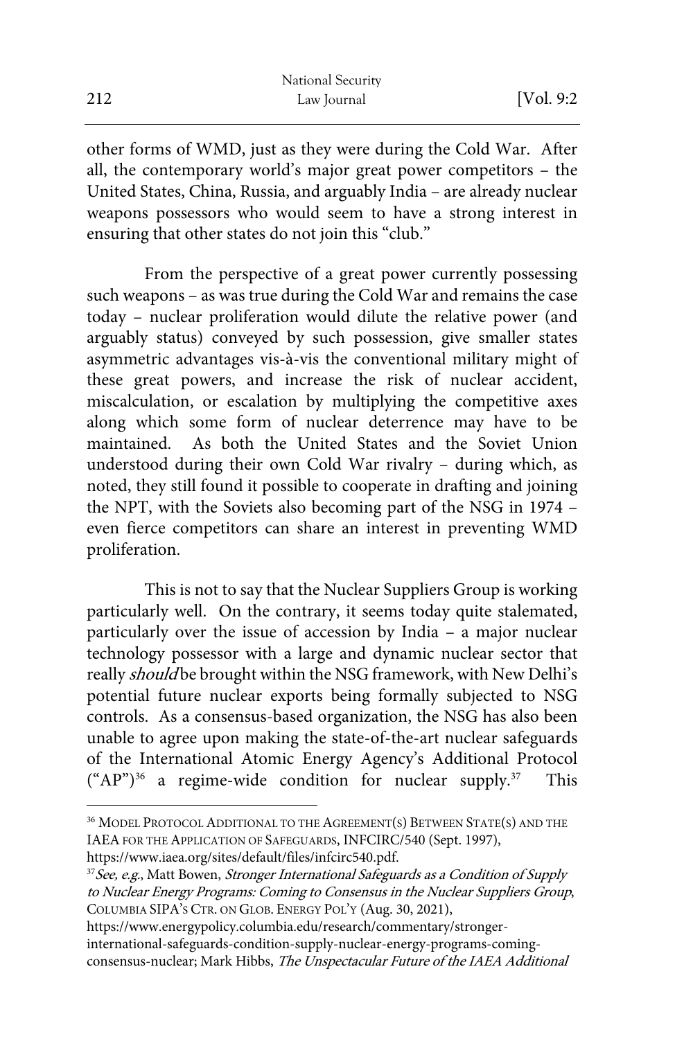other forms of WMD, just as they were during the Cold War. After all, the contemporary world's major great power competitors – the United States, China, Russia, and arguably India – are already nuclear weapons possessors who would seem to have a strong interest in ensuring that other states do not join this "club."

From the perspective of a great power currently possessing such weapons – as was true during the Cold War and remains the case today – nuclear proliferation would dilute the relative power (and arguably status) conveyed by such possession, give smaller states asymmetric advantages vis-à-vis the conventional military might of these great powers, and increase the risk of nuclear accident, miscalculation, or escalation by multiplying the competitive axes along which some form of nuclear deterrence may have to be maintained. As both the United States and the Soviet Union understood during their own Cold War rivalry – during which, as noted, they still found it possible to cooperate in drafting and joining the NPT, with the Soviets also becoming part of the NSG in 1974 – even fierce competitors can share an interest in preventing WMD proliferation.

This is not to say that the Nuclear Suppliers Group is working particularly well. On the contrary, it seems today quite stalemated, particularly over the issue of accession by India – a major nuclear technology possessor with a large and dynamic nuclear sector that really *should* be brought within the NSG framework, with New Delhi's potential future nuclear exports being formally subjected to NSG controls. As a consensus-based organization, the NSG has also been unable to agree upon making the state-of-the-art nuclear safeguards of the International Atomic Energy Agency's Additional Protocol ("AP")[36] a regime-wide condition for nuclear supply.[37] This

---

[36] MODEL PROTOCOL ADDITIONAL TO THE AGREEMENT(S) BETWEEN STATE(S) AND THE IAEA FOR THE APPLICATION OF SAFEGUARDS, INFCIRC/540 (Sept. 1997), https://www.iaea.org/sites/default/files/infcirc540.pdf.

[37] *See, e.g.*, Matt Bowen, *Stronger International Safeguards as a Condition of Supply to Nuclear Energy Programs: Coming to Consensus in the Nuclear Suppliers Group*, COLUMBIA SIPA'S CTR. ON GLOB. ENERGY POL'Y (Aug. 30, 2021), https://www.energypolicy.columbia.edu/research/commentary/stronger-international-safeguards-condition-supply-nuclear-energy-programs-coming-consensus-nuclear; Mark Hibbs, *The Unspectacular Future of the IAEA Additional*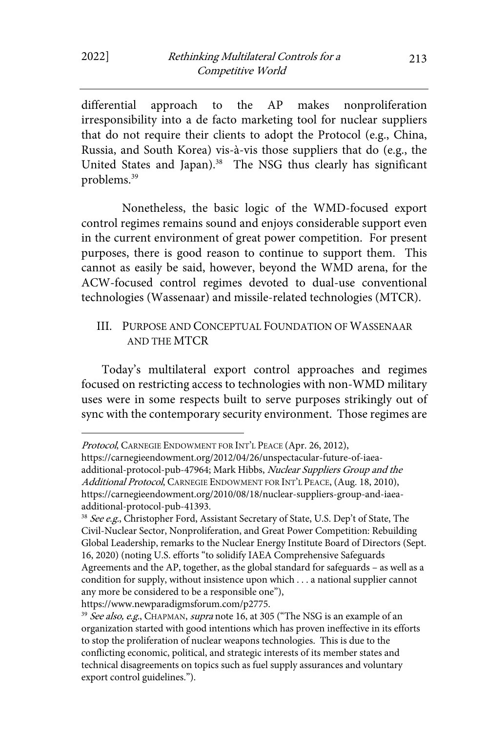differential approach to the AP makes nonproliferation irresponsibility into a de facto marketing tool for nuclear suppliers that do not require their clients to adopt the Protocol (e.g., China, Russia, and South Korea) vis-à-vis those suppliers that do (e.g., the United States and Japan).[38] The NSG thus clearly has significant problems.[39]

Nonetheless, the basic logic of the WMD-focused export control regimes remains sound and enjoys considerable support even in the current environment of great power competition. For present purposes, there is good reason to continue to support them. This cannot as easily be said, however, beyond the WMD arena, for the ACW-focused control regimes devoted to dual-use conventional technologies (Wassenaar) and missile-related technologies (MTCR).

## III. PURPOSE AND CONCEPTUAL FOUNDATION OF WASSENAAR AND THE MTCR

Today's multilateral export control approaches and regimes focused on restricting access to technologies with non-WMD military uses were in some respects built to serve purposes strikingly out of sync with the contemporary security environment. Those regimes are

---

*Protocol*, CARNEGIE ENDOWMENT FOR INT'L PEACE (Apr. 26, 2012), https://carnegieendowment.org/2012/04/26/unspectacular-future-of-iaea-additional-protocol-pub-47964; Mark Hibbs, *Nuclear Suppliers Group and the Additional Protocol*, CARNEGIE ENDOWMENT FOR INT'L PEACE, (Aug. 18, 2010), https://carnegieendowment.org/2010/08/18/nuclear-suppliers-group-and-iaea-additional-protocol-pub-41393.

[38] *See e.g.*, Christopher Ford, Assistant Secretary of State, U.S. Dep't of State, The Civil-Nuclear Sector, Nonproliferation, and Great Power Competition: Rebuilding Global Leadership, remarks to the Nuclear Energy Institute Board of Directors (Sept. 16, 2020) (noting U.S. efforts "to solidify IAEA Comprehensive Safeguards Agreements and the AP, together, as the global standard for safeguards – as well as a condition for supply, without insistence upon which . . . a national supplier cannot any more be considered to be a responsible one"), https://www.newparadigmsforum.com/p2775.

[39] *See also, e.g.*, CHAPMAN, *supra* note 16, at 305 ("The NSG is an example of an organization started with good intentions which has proven ineffective in its efforts to stop the proliferation of nuclear weapons technologies. This is due to the conflicting economic, political, and strategic interests of its member states and technical disagreements on topics such as fuel supply assurances and voluntary export control guidelines.").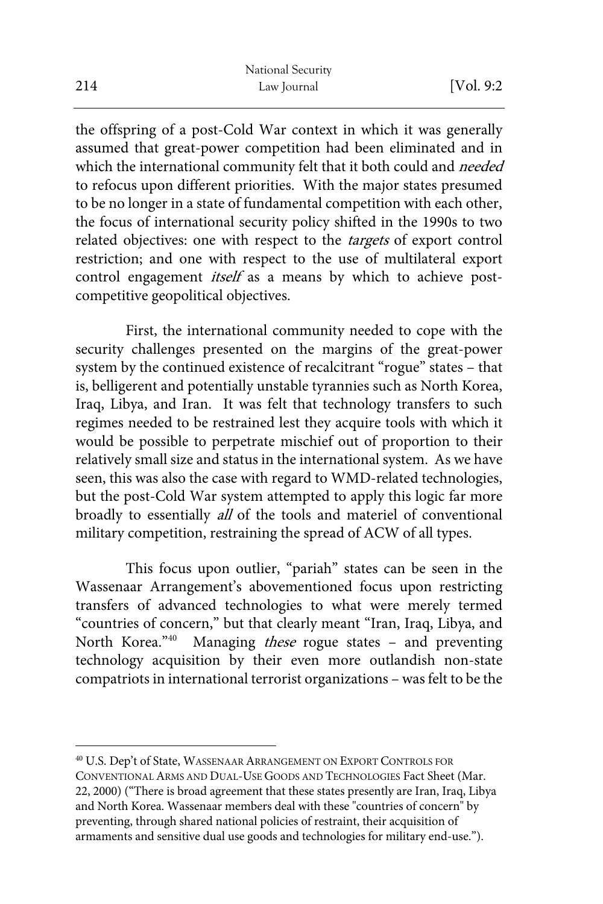the offspring of a post-Cold War context in which it was generally assumed that great-power competition had been eliminated and in which the international community felt that it both could and *needed* to refocus upon different priorities. With the major states presumed to be no longer in a state of fundamental competition with each other, the focus of international security policy shifted in the 1990s to two related objectives: one with respect to the *targets* of export control restriction; and one with respect to the use of multilateral export control engagement *itself* as a means by which to achieve post-competitive geopolitical objectives.

First, the international community needed to cope with the security challenges presented on the margins of the great-power system by the continued existence of recalcitrant "rogue" states – that is, belligerent and potentially unstable tyrannies such as North Korea, Iraq, Libya, and Iran. It was felt that technology transfers to such regimes needed to be restrained lest they acquire tools with which it would be possible to perpetrate mischief out of proportion to their relatively small size and status in the international system. As we have seen, this was also the case with regard to WMD-related technologies, but the post-Cold War system attempted to apply this logic far more broadly to essentially *all* of the tools and materiel of conventional military competition, restraining the spread of ACW of all types.

This focus upon outlier, "pariah" states can be seen in the Wassenaar Arrangement's abovementioned focus upon restricting transfers of advanced technologies to what were merely termed "countries of concern," but that clearly meant "Iran, Iraq, Libya, and North Korea."[40] Managing *these* rogue states – and preventing technology acquisition by their even more outlandish non-state compatriots in international terrorist organizations – was felt to be the

---

[40] U.S. Dep't of State, WASSENAAR ARRANGEMENT ON EXPORT CONTROLS FOR CONVENTIONAL ARMS AND DUAL-USE GOODS AND TECHNOLOGIES Fact Sheet (Mar. 22, 2000) ("There is broad agreement that these states presently are Iran, Iraq, Libya and North Korea. Wassenaar members deal with these "countries of concern" by preventing, through shared national policies of restraint, their acquisition of armaments and sensitive dual use goods and technologies for military end-use.").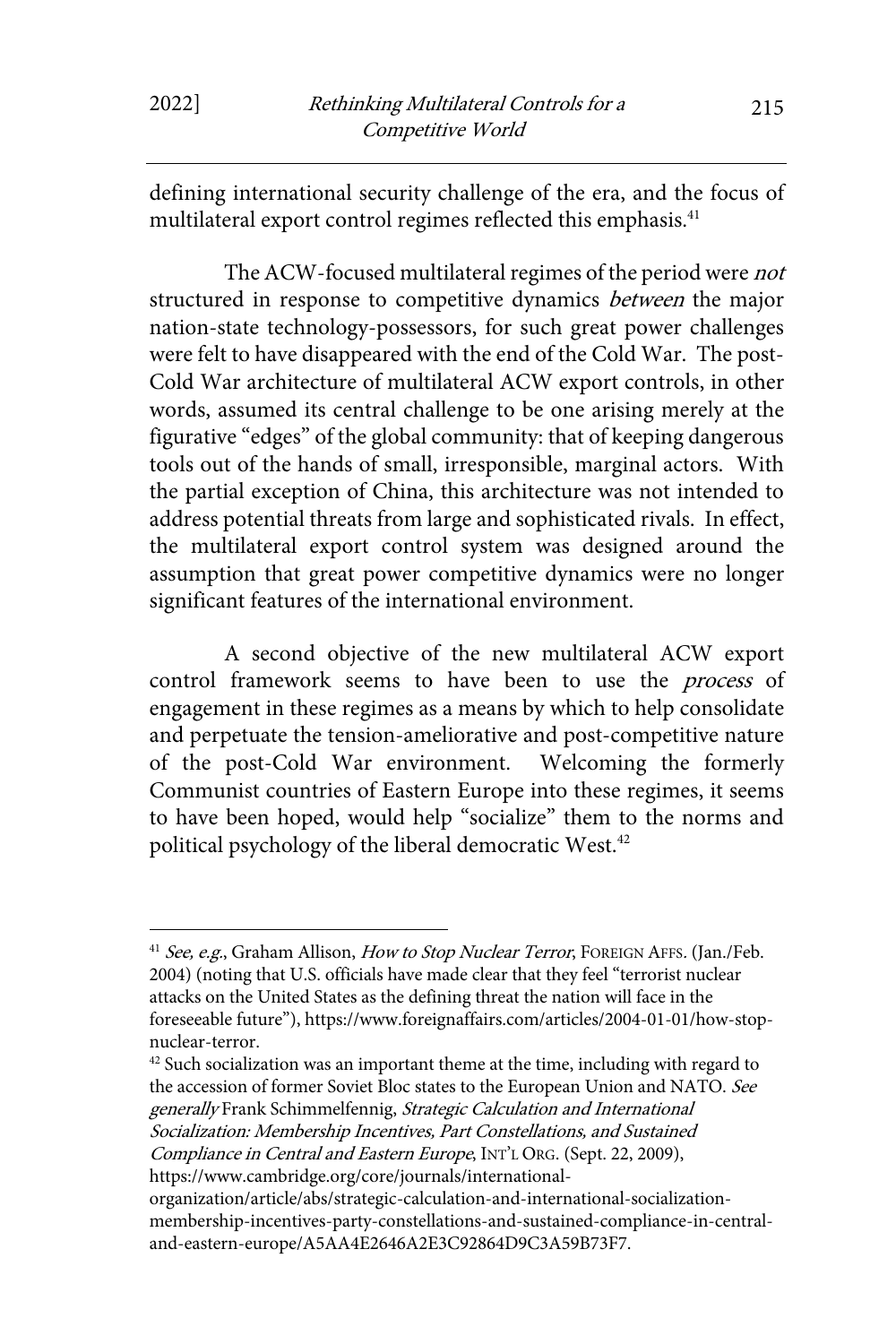defining international security challenge of the era, and the focus of multilateral export control regimes reflected this emphasis.[41]

The ACW-focused multilateral regimes of the period were *not* structured in response to competitive dynamics *between* the major nation-state technology-possessors, for such great power challenges were felt to have disappeared with the end of the Cold War. The post-Cold War architecture of multilateral ACW export controls, in other words, assumed its central challenge to be one arising merely at the figurative "edges" of the global community: that of keeping dangerous tools out of the hands of small, irresponsible, marginal actors. With the partial exception of China, this architecture was not intended to address potential threats from large and sophisticated rivals. In effect, the multilateral export control system was designed around the assumption that great power competitive dynamics were no longer significant features of the international environment.

A second objective of the new multilateral ACW export control framework seems to have been to use the *process* of engagement in these regimes as a means by which to help consolidate and perpetuate the tension-ameliorative and post-competitive nature of the post-Cold War environment. Welcoming the formerly Communist countries of Eastern Europe into these regimes, it seems to have been hoped, would help "socialize" them to the norms and political psychology of the liberal democratic West.[42]

---

[41] *See, e.g.*, Graham Allison, *How to Stop Nuclear Terror*, FOREIGN AFFS. (Jan./Feb. 2004) (noting that U.S. officials have made clear that they feel "terrorist nuclear attacks on the United States as the defining threat the nation will face in the foreseeable future"), https://www.foreignaffairs.com/articles/2004-01-01/how-stop-nuclear-terror.

[42] Such socialization was an important theme at the time, including with regard to the accession of former Soviet Bloc states to the European Union and NATO. *See generally* Frank Schimmelfennig, *Strategic Calculation and International Socialization: Membership Incentives, Part Constellations, and Sustained Compliance in Central and Eastern Europe*, INT'L ORG. (Sept. 22, 2009), https://www.cambridge.org/core/journals/international-organization/article/abs/strategic-calculation-and-international-socialization-membership-incentives-party-constellations-and-sustained-compliance-in-central-and-eastern-europe/A5AA4E2646A2E3C92864D9C3A59B73F7.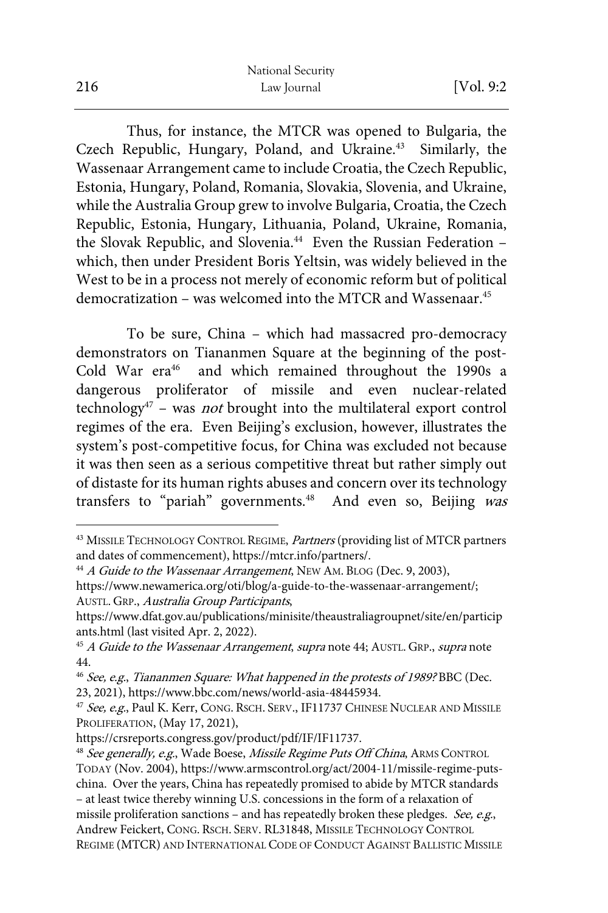Thus, for instance, the MTCR was opened to Bulgaria, the Czech Republic, Hungary, Poland, and Ukraine.[43] Similarly, the Wassenaar Arrangement came to include Croatia, the Czech Republic, Estonia, Hungary, Poland, Romania, Slovakia, Slovenia, and Ukraine, while the Australia Group grew to involve Bulgaria, Croatia, the Czech Republic, Estonia, Hungary, Lithuania, Poland, Ukraine, Romania, the Slovak Republic, and Slovenia.[44] Even the Russian Federation – which, then under President Boris Yeltsin, was widely believed in the West to be in a process not merely of economic reform but of political democratization – was welcomed into the MTCR and Wassenaar.[45]

To be sure, China – which had massacred pro-democracy demonstrators on Tiananmen Square at the beginning of the post-Cold War era[46] and which remained throughout the 1990s a dangerous proliferator of missile and even nuclear-related technology[47] – was *not* brought into the multilateral export control regimes of the era. Even Beijing's exclusion, however, illustrates the system's post-competitive focus, for China was excluded not because it was then seen as a serious competitive threat but rather simply out of distaste for its human rights abuses and concern over its technology transfers to "pariah" governments.[48] And even so, Beijing *was*

---

[43] MISSILE TECHNOLOGY CONTROL REGIME, *Partners* (providing list of MTCR partners and dates of commencement), https://mtcr.info/partners/.

[44] *A Guide to the Wassenaar Arrangement*, NEW AM. BLOG (Dec. 9, 2003), https://www.newamerica.org/oti/blog/a-guide-to-the-wassenaar-arrangement/; AUSTL. GRP., *Australia Group Participants*, https://www.dfat.gov.au/publications/minisite/theaustraliagroupnet/site/en/participants.html (last visited Apr. 2, 2022).

[45] *A Guide to the Wassenaar Arrangement*, *supra* note 44; AUSTL. GRP., *supra* note 44.

[46] *See, e.g.*, *Tiananmen Square: What happened in the protests of 1989?* BBC (Dec. 23, 2021), https://www.bbc.com/news/world-asia-48445934.

[47] *See, e.g.*, Paul K. Kerr, CONG. RSCH. SERV., IF11737 CHINESE NUCLEAR AND MISSILE PROLIFERATION, (May 17, 2021), https://crsreports.congress.gov/product/pdf/IF/IF11737.

[48] *See generally, e.g.*, Wade Boese, *Missile Regime Puts Off China*, ARMS CONTROL TODAY (Nov. 2004), https://www.armscontrol.org/act/2004-11/missile-regime-puts-china. Over the years, China has repeatedly promised to abide by MTCR standards – at least twice thereby winning U.S. concessions in the form of a relaxation of missile proliferation sanctions – and has repeatedly broken these pledges. *See, e.g.*, Andrew Feickert, CONG. RSCH. SERV. RL31848, MISSILE TECHNOLOGY CONTROL REGIME (MTCR) AND INTERNATIONAL CODE OF CONDUCT AGAINST BALLISTIC MISSILE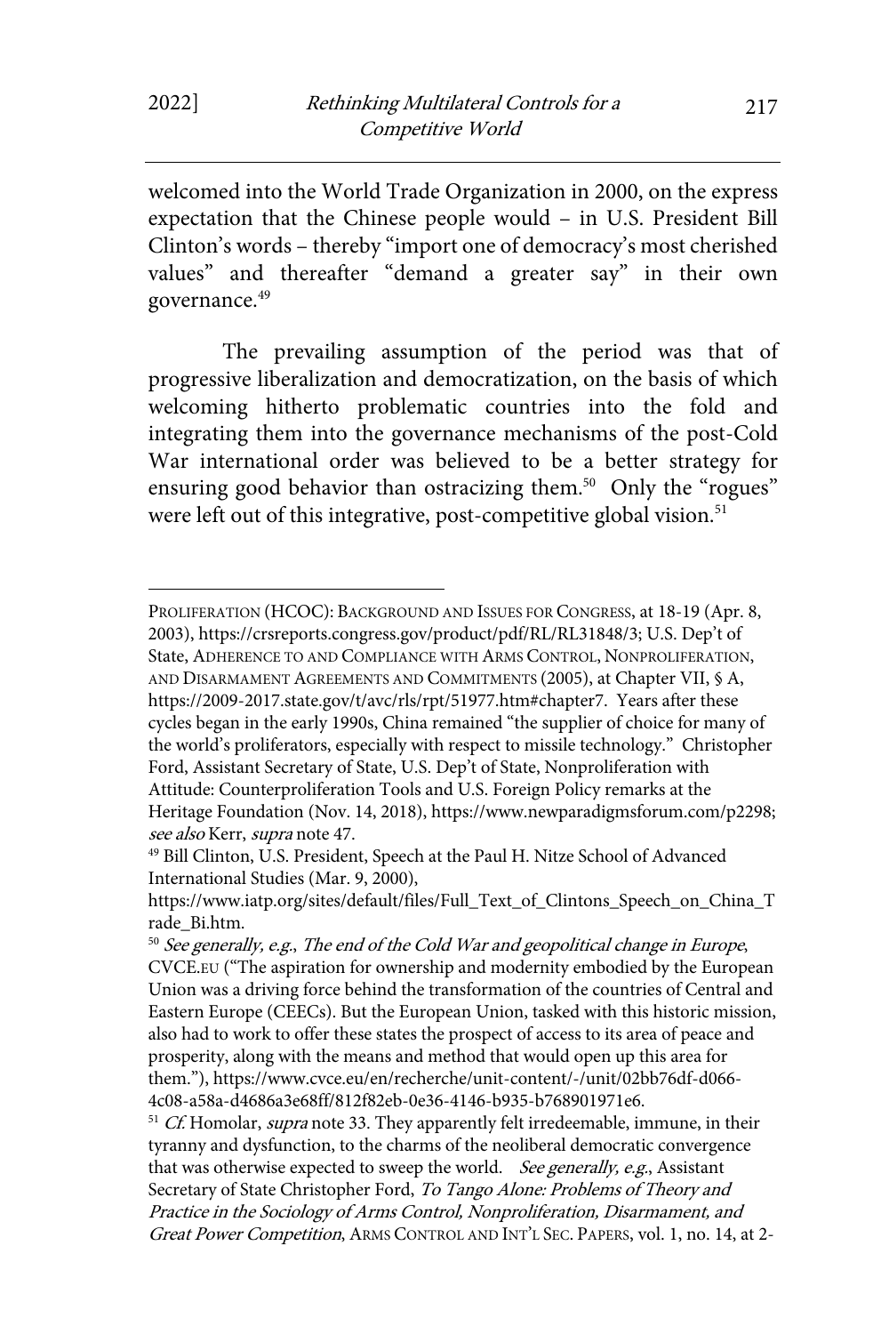welcomed into the World Trade Organization in 2000, on the express expectation that the Chinese people would – in U.S. President Bill Clinton's words – thereby "import one of democracy's most cherished values" and thereafter "demand a greater say" in their own governance.[49]

The prevailing assumption of the period was that of progressive liberalization and democratization, on the basis of which welcoming hitherto problematic countries into the fold and integrating them into the governance mechanisms of the post-Cold War international order was believed to be a better strategy for ensuring good behavior than ostracizing them.[50] Only the "rogues" were left out of this integrative, post-competitive global vision.[51]

---

PROLIFERATION (HCOC): BACKGROUND AND ISSUES FOR CONGRESS, at 18-19 (Apr. 8, 2003), https://crsreports.congress.gov/product/pdf/RL/RL31848/3; U.S. Dep't of State, ADHERENCE TO AND COMPLIANCE WITH ARMS CONTROL, NONPROLIFERATION, AND DISARMAMENT AGREEMENTS AND COMMITMENTS (2005), at Chapter VII, § A, https://2009-2017.state.gov/t/avc/rls/rpt/51977.htm#chapter7. Years after these cycles began in the early 1990s, China remained "the supplier of choice for many of the world's proliferators, especially with respect to missile technology." Christopher Ford, Assistant Secretary of State, U.S. Dep't of State, Nonproliferation with Attitude: Counterproliferation Tools and U.S. Foreign Policy remarks at the Heritage Foundation (Nov. 14, 2018), https://www.newparadigmsforum.com/p2298; *see also* Kerr, *supra* note 47.

[49] Bill Clinton, U.S. President, Speech at the Paul H. Nitze School of Advanced International Studies (Mar. 9, 2000), https://www.iatp.org/sites/default/files/Full_Text_of_Clintons_Speech_on_China_Trade_Bi.htm.

[50] *See generally, e.g.*, *The end of the Cold War and geopolitical change in Europe*, CVCE.EU ("The aspiration for ownership and modernity embodied by the European Union was a driving force behind the transformation of the countries of Central and Eastern Europe (CEECs). But the European Union, tasked with this historic mission, also had to work to offer these states the prospect of access to its area of peace and prosperity, along with the means and method that would open up this area for them."), https://www.cvce.eu/en/recherche/unit-content/-/unit/02bb76df-d066-4c08-a58a-d4686a3e68ff/812f82eb-0e36-4146-b935-b768901971e6.

[51] *Cf.* Homolar, *supra* note 33. They apparently felt irredeemable, immune, in their tyranny and dysfunction, to the charms of the neoliberal democratic convergence that was otherwise expected to sweep the world. *See generally, e.g.*, Assistant Secretary of State Christopher Ford, *To Tango Alone: Problems of Theory and Practice in the Sociology of Arms Control, Nonproliferation, Disarmament, and Great Power Competition*, ARMS CONTROL AND INT'L SEC. PAPERS, vol. 1, no. 14, at 2-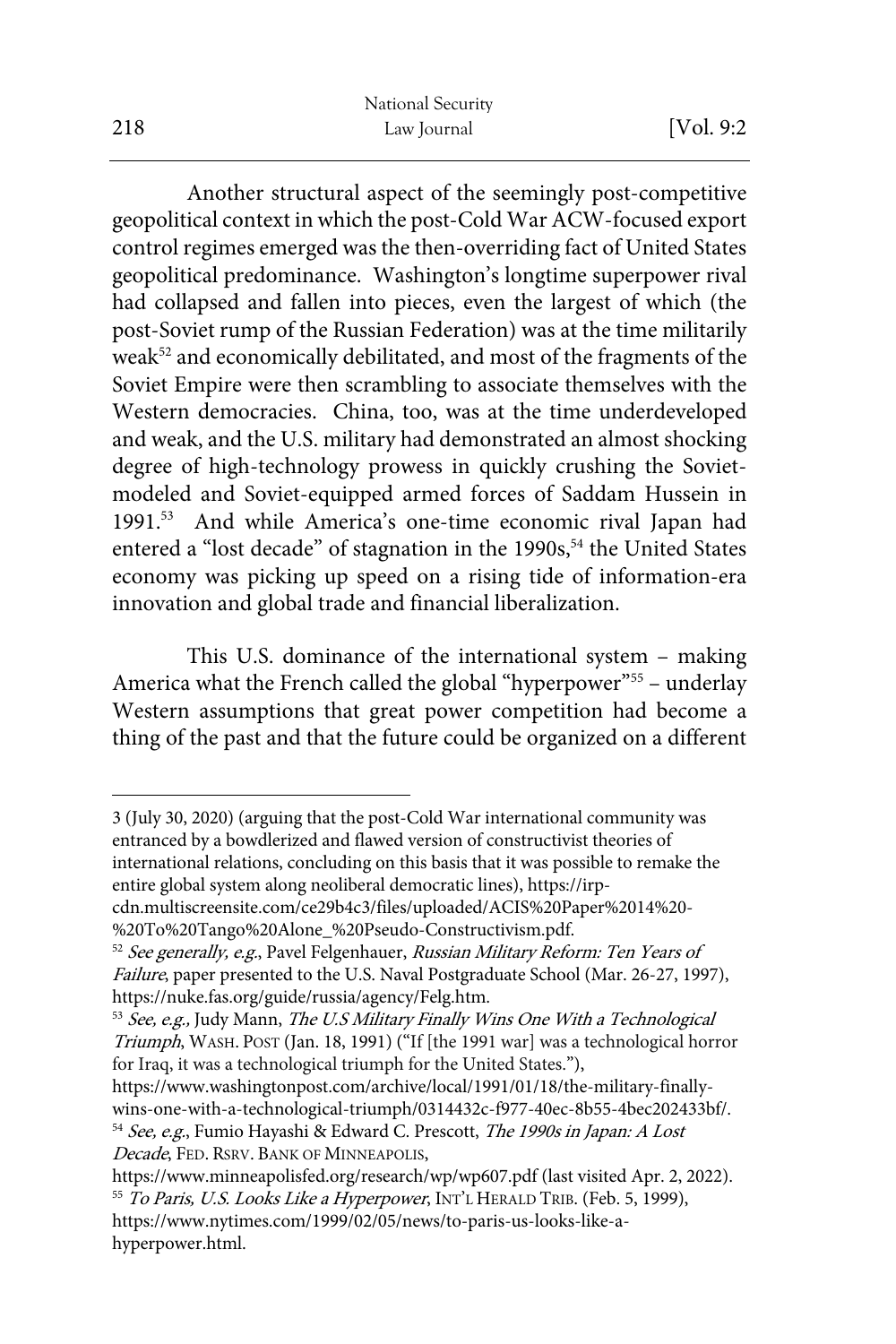Another structural aspect of the seemingly post-competitive geopolitical context in which the post-Cold War ACW-focused export control regimes emerged was the then-overriding fact of United States geopolitical predominance. Washington's longtime superpower rival had collapsed and fallen into pieces, even the largest of which (the post-Soviet rump of the Russian Federation) was at the time militarily weak[52] and economically debilitated, and most of the fragments of the Soviet Empire were then scrambling to associate themselves with the Western democracies. China, too, was at the time underdeveloped and weak, and the U.S. military had demonstrated an almost shocking degree of high-technology prowess in quickly crushing the Soviet-modeled and Soviet-equipped armed forces of Saddam Hussein in 1991.[53] And while America's one-time economic rival Japan had entered a "lost decade" of stagnation in the 1990s,[54] the United States economy was picking up speed on a rising tide of information-era innovation and global trade and financial liberalization.

This U.S. dominance of the international system – making America what the French called the global "hyperpower"[55] – underlay Western assumptions that great power competition had become a thing of the past and that the future could be organized on a different

---

3 (July 30, 2020) (arguing that the post-Cold War international community was entranced by a bowdlerized and flawed version of constructivist theories of international relations, concluding on this basis that it was possible to remake the entire global system along neoliberal democratic lines), https://irp-cdn.multiscreensite.com/ce29b4c3/files/uploaded/ACIS%20Paper%2014%20-%20To%20Tango%20Alone_%20Pseudo-Constructivism.pdf.

[52] *See generally, e.g.*, Pavel Felgenhauer, *Russian Military Reform: Ten Years of Failure*, paper presented to the U.S. Naval Postgraduate School (Mar. 26-27, 1997), https://nuke.fas.org/guide/russia/agency/Felg.htm.

[53] *See, e.g.,* Judy Mann, *The U.S Military Finally Wins One With a Technological Triumph*, WASH. POST (Jan. 18, 1991) ("If [the 1991 war] was a technological horror for Iraq, it was a technological triumph for the United States."), https://www.washingtonpost.com/archive/local/1991/01/18/the-military-finally-wins-one-with-a-technological-triumph/0314432c-f977-40ec-8b55-4bec202433bf/.

[54] *See, e.g.*, Fumio Hayashi & Edward C. Prescott, *The 1990s in Japan: A Lost Decade*, FED. RSRV. BANK OF MINNEAPOLIS, https://www.minneapolisfed.org/research/wp/wp607.pdf (last visited Apr. 2, 2022).

[55] *To Paris, U.S. Looks Like a Hyperpower*, INT'L HERALD TRIB. (Feb. 5, 1999), https://www.nytimes.com/1999/02/05/news/to-paris-us-looks-like-a-hyperpower.html.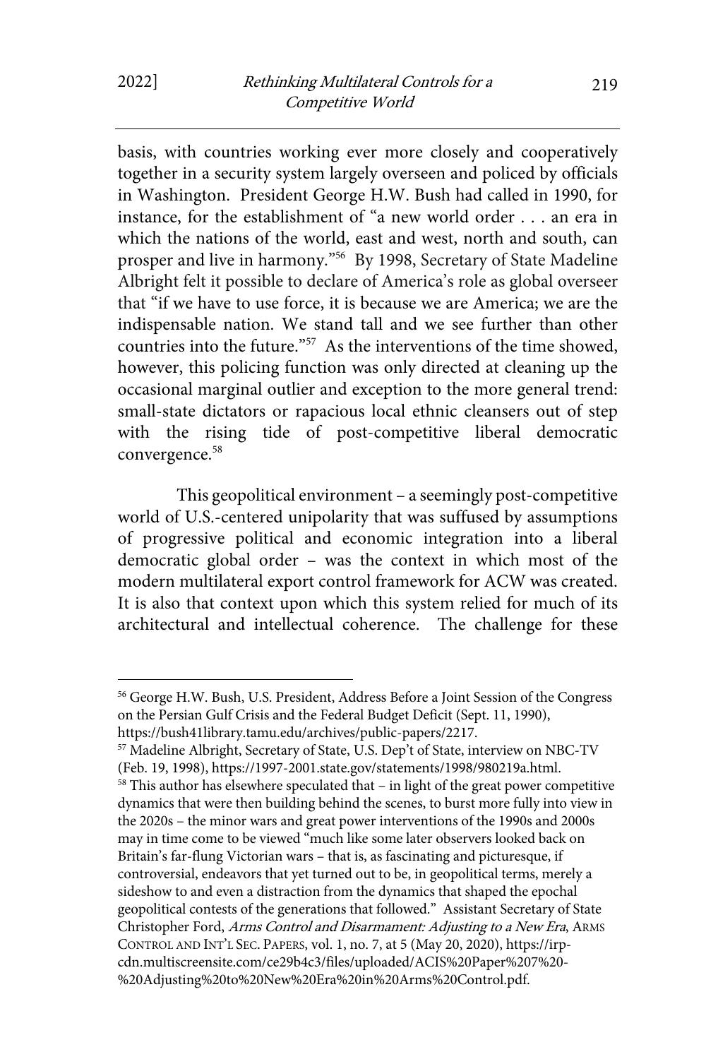basis, with countries working ever more closely and cooperatively together in a security system largely overseen and policed by officials in Washington. President George H.W. Bush had called in 1990, for instance, for the establishment of "a new world order . . . an era in which the nations of the world, east and west, north and south, can prosper and live in harmony."[56] By 1998, Secretary of State Madeline Albright felt it possible to declare of America's role as global overseer that "if we have to use force, it is because we are America; we are the indispensable nation. We stand tall and we see further than other countries into the future."[57] As the interventions of the time showed, however, this policing function was only directed at cleaning up the occasional marginal outlier and exception to the more general trend: small-state dictators or rapacious local ethnic cleansers out of step with the rising tide of post-competitive liberal democratic convergence.[58]

This geopolitical environment – a seemingly post-competitive world of U.S.-centered unipolarity that was suffused by assumptions of progressive political and economic integration into a liberal democratic global order – was the context in which most of the modern multilateral export control framework for ACW was created. It is also that context upon which this system relied for much of its architectural and intellectual coherence. The challenge for these

---

[56] George H.W. Bush, U.S. President, Address Before a Joint Session of the Congress on the Persian Gulf Crisis and the Federal Budget Deficit (Sept. 11, 1990), https://bush41library.tamu.edu/archives/public-papers/2217.

[57] Madeline Albright, Secretary of State, U.S. Dep't of State, interview on NBC-TV (Feb. 19, 1998), https://1997-2001.state.gov/statements/1998/980219a.html.

[58] This author has elsewhere speculated that – in light of the great power competitive dynamics that were then building behind the scenes, to burst more fully into view in the 2020s – the minor wars and great power interventions of the 1990s and 2000s may in time come to be viewed "much like some later observers looked back on Britain's far-flung Victorian wars – that is, as fascinating and picturesque, if controversial, endeavors that yet turned out to be, in geopolitical terms, merely a sideshow to and even a distraction from the dynamics that shaped the epochal geopolitical contests of the generations that followed." Assistant Secretary of State Christopher Ford, *Arms Control and Disarmament: Adjusting to a New Era*, ARMS CONTROL AND INT'L SEC. PAPERS, vol. 1, no. 7, at 5 (May 20, 2020), https://irp-cdn.multiscreensite.com/ce29b4c3/files/uploaded/ACIS%20Paper%207%20-%20Adjusting%20to%20New%20Era%20in%20Arms%20Control.pdf.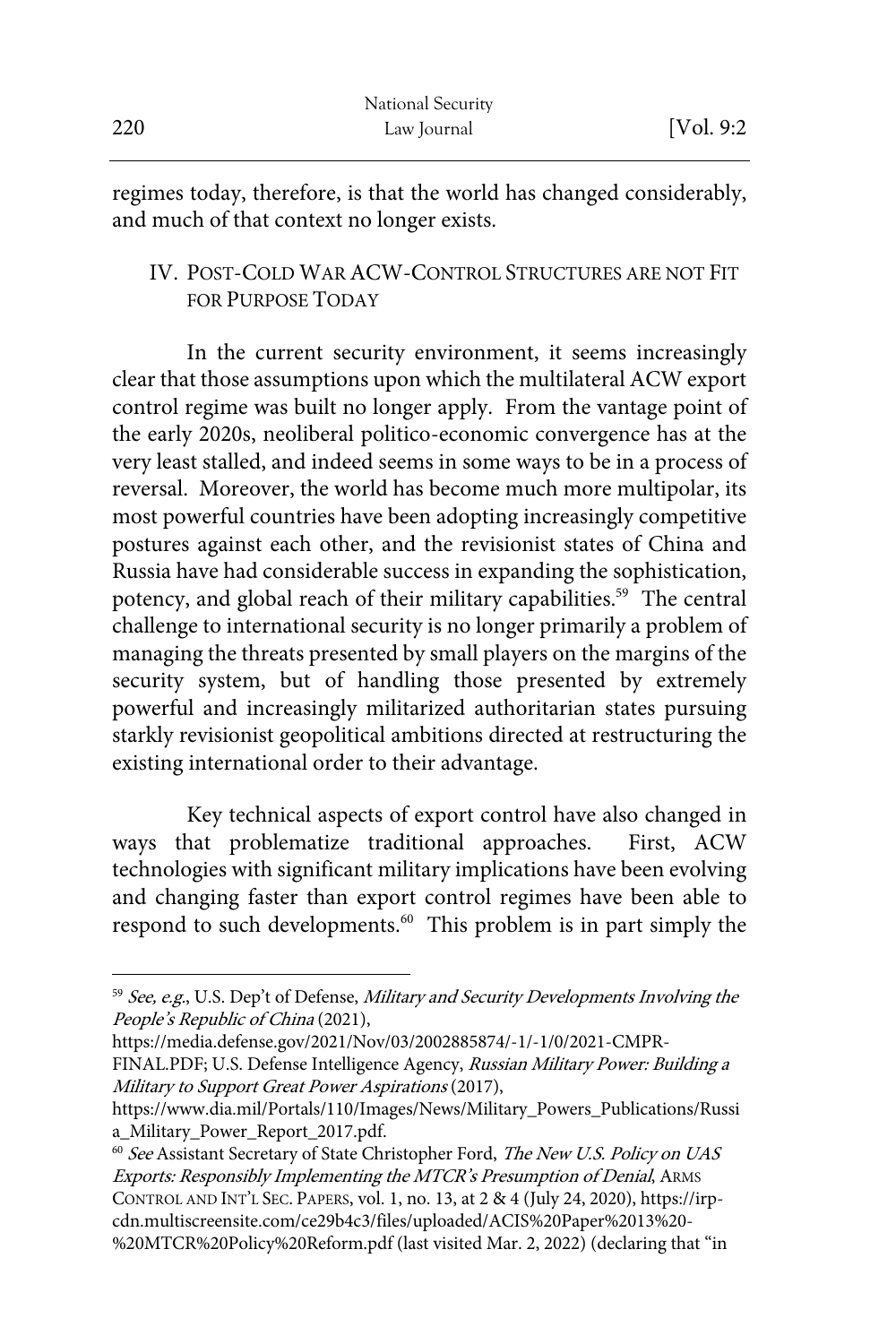regimes today, therefore, is that the world has changed considerably, and much of that context no longer exists.

## IV. Post-Cold War ACW-Control Structures are not Fit for Purpose Today

In the current security environment, it seems increasingly clear that those assumptions upon which the multilateral ACW export control regime was built no longer apply. From the vantage point of the early 2020s, neoliberal politico-economic convergence has at the very least stalled, and indeed seems in some ways to be in a process of reversal. Moreover, the world has become much more multipolar, its most powerful countries have been adopting increasingly competitive postures against each other, and the revisionist states of China and Russia have had considerable success in expanding the sophistication, potency, and global reach of their military capabilities.[59] The central challenge to international security is no longer primarily a problem of managing the threats presented by small players on the margins of the security system, but of handling those presented by extremely powerful and increasingly militarized authoritarian states pursuing starkly revisionist geopolitical ambitions directed at restructuring the existing international order to their advantage.

Key technical aspects of export control have also changed in ways that problematize traditional approaches. First, ACW technologies with significant military implications have been evolving and changing faster than export control regimes have been able to respond to such developments.[60] This problem is in part simply the

---

[59] *See, e.g.*, U.S. Dep't of Defense, *Military and Security Developments Involving the People's Republic of China* (2021), https://media.defense.gov/2021/Nov/03/2002885874/-1/-1/0/2021-CMPR-FINAL.PDF; U.S. Defense Intelligence Agency, *Russian Military Power: Building a Military to Support Great Power Aspirations* (2017), https://www.dia.mil/Portals/110/Images/News/Military_Powers_Publications/Russia_Military_Power_Report_2017.pdf.

[60] *See* Assistant Secretary of State Christopher Ford, *The New U.S. Policy on UAS Exports: Responsibly Implementing the MTCR's Presumption of Denial*, Arms Control and Int'l Sec. Papers, vol. 1, no. 13, at 2 & 4 (July 24, 2020), https://irp-cdn.multiscreensite.com/ce29b4c3/files/uploaded/ACIS%20Paper%2013%20-%20MTCR%20Policy%20Reform.pdf (last visited Mar. 2, 2022) (declaring that "in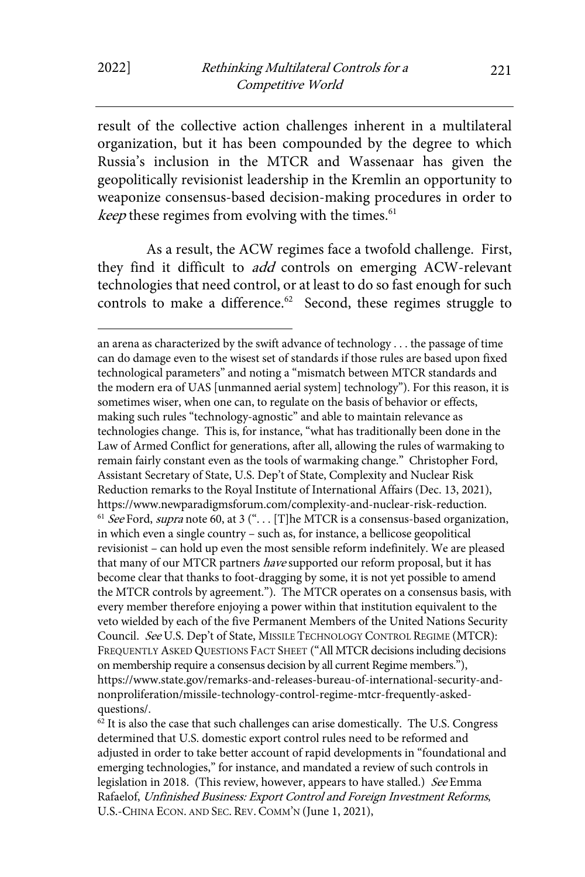result of the collective action challenges inherent in a multilateral organization, but it has been compounded by the degree to which Russia's inclusion in the MTCR and Wassenaar has given the geopolitically revisionist leadership in the Kremlin an opportunity to weaponize consensus-based decision-making procedures in order to *keep* these regimes from evolving with the times.[61]

As a result, the ACW regimes face a twofold challenge. First, they find it difficult to *add* controls on emerging ACW-relevant technologies that need control, or at least to do so fast enough for such controls to make a difference.[62] Second, these regimes struggle to

---

an arena as characterized by the swift advance of technology . . . the passage of time can do damage even to the wisest set of standards if those rules are based upon fixed technological parameters" and noting a "mismatch between MTCR standards and the modern era of UAS [unmanned aerial system] technology"). For this reason, it is sometimes wiser, when one can, to regulate on the basis of behavior or effects, making such rules "technology-agnostic" and able to maintain relevance as technologies change. This is, for instance, "what has traditionally been done in the Law of Armed Conflict for generations, after all, allowing the rules of warmaking to remain fairly constant even as the tools of warmaking change." Christopher Ford, Assistant Secretary of State, U.S. Dep't of State, Complexity and Nuclear Risk Reduction remarks to the Royal Institute of International Affairs (Dec. 13, 2021), https://www.newparadigmsforum.com/complexity-and-nuclear-risk-reduction.

[61] *See* Ford, *supra* note 60, at 3 (". . . [T]he MTCR is a consensus-based organization, in which even a single country – such as, for instance, a bellicose geopolitical revisionist – can hold up even the most sensible reform indefinitely. We are pleased that many of our MTCR partners *have* supported our reform proposal, but it has become clear that thanks to foot-dragging by some, it is not yet possible to amend the MTCR controls by agreement."). The MTCR operates on a consensus basis, with every member therefore enjoying a power within that institution equivalent to the veto wielded by each of the five Permanent Members of the United Nations Security Council. *See* U.S. Dep't of State, MISSILE TECHNOLOGY CONTROL REGIME (MTCR): FREQUENTLY ASKED QUESTIONS FACT SHEET ("All MTCR decisions including decisions on membership require a consensus decision by all current Regime members."), https://www.state.gov/remarks-and-releases-bureau-of-international-security-and-nonproliferation/missile-technology-control-regime-mtcr-frequently-asked-questions/.

[62] It is also the case that such challenges can arise domestically. The U.S. Congress determined that U.S. domestic export control rules need to be reformed and adjusted in order to take better account of rapid developments in "foundational and emerging technologies," for instance, and mandated a review of such controls in legislation in 2018. (This review, however, appears to have stalled.) *See* Emma Rafaelof, *Unfinished Business: Export Control and Foreign Investment Reforms*, U.S.-CHINA ECON. AND SEC. REV. COMM'N (June 1, 2021),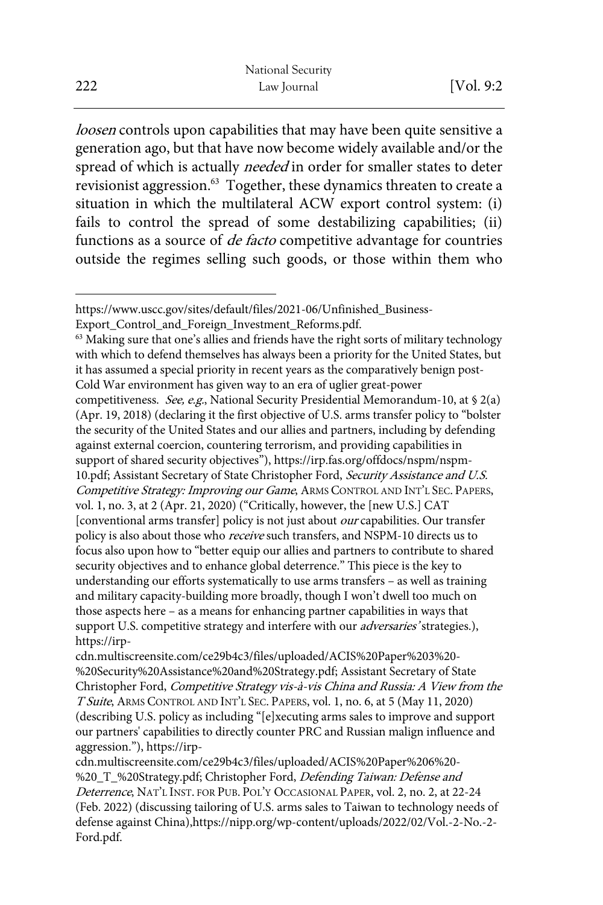*loosen* controls upon capabilities that may have been quite sensitive a generation ago, but that have now become widely available and/or the spread of which is actually *needed* in order for smaller states to deter revisionist aggression.[63] Together, these dynamics threaten to create a situation in which the multilateral ACW export control system: (i) fails to control the spread of some destabilizing capabilities; (ii) functions as a source of *de facto* competitive advantage for countries outside the regimes selling such goods, or those within them who

---

https://www.uscc.gov/sites/default/files/2021-06/Unfinished_Business-Export_Control_and_Foreign_Investment_Reforms.pdf.

[63] Making sure that one's allies and friends have the right sorts of military technology with which to defend themselves has always been a priority for the United States, but it has assumed a special priority in recent years as the comparatively benign post-Cold War environment has given way to an era of uglier great-power competitiveness. *See, e.g.*, National Security Presidential Memorandum-10, at § 2(a) (Apr. 19, 2018) (declaring it the first objective of U.S. arms transfer policy to "bolster the security of the United States and our allies and partners, including by defending against external coercion, countering terrorism, and providing capabilities in support of shared security objectives"), https://irp.fas.org/offdocs/nspm/nspm-10.pdf; Assistant Secretary of State Christopher Ford, *Security Assistance and U.S. Competitive Strategy: Improving our Game*, ARMS CONTROL AND INT'L SEC. PAPERS, vol. 1, no. 3, at 2 (Apr. 21, 2020) ("Critically, however, the [new U.S.] CAT [conventional arms transfer] policy is not just about *our* capabilities. Our transfer policy is also about those who *receive* such transfers, and NSPM-10 directs us to focus also upon how to "better equip our allies and partners to contribute to shared security objectives and to enhance global deterrence." This piece is the key to understanding our efforts systematically to use arms transfers – as well as training and military capacity-building more broadly, though I won't dwell too much on those aspects here – as a means for enhancing partner capabilities in ways that support U.S. competitive strategy and interfere with our *adversaries'* strategies.), https://irp-cdn.multiscreensite.com/ce29b4c3/files/uploaded/ACIS%20Paper%203%20-%20Security%20Assistance%20and%20Strategy.pdf; Assistant Secretary of State Christopher Ford, *Competitive Strategy vis-à-vis China and Russia: A View from the T Suite*, ARMS CONTROL AND INT'L SEC. PAPERS, vol. 1, no. 6, at 5 (May 11, 2020) (describing U.S. policy as including "[e]xecuting arms sales to improve and support our partners' capabilities to directly counter PRC and Russian malign influence and aggression."), https://irp-cdn.multiscreensite.com/ce29b4c3/files/uploaded/ACIS%20Paper%206%20-%20_T_%20Strategy.pdf; Christopher Ford, *Defending Taiwan: Defense and Deterrence*, NAT'L INST. FOR PUB. POL'Y OCCASIONAL PAPER, vol. 2, no. 2, at 22-24 (Feb. 2022) (discussing tailoring of U.S. arms sales to Taiwan to technology needs of defense against China),https://nipp.org/wp-content/uploads/2022/02/Vol.-2-No.-2-Ford.pdf.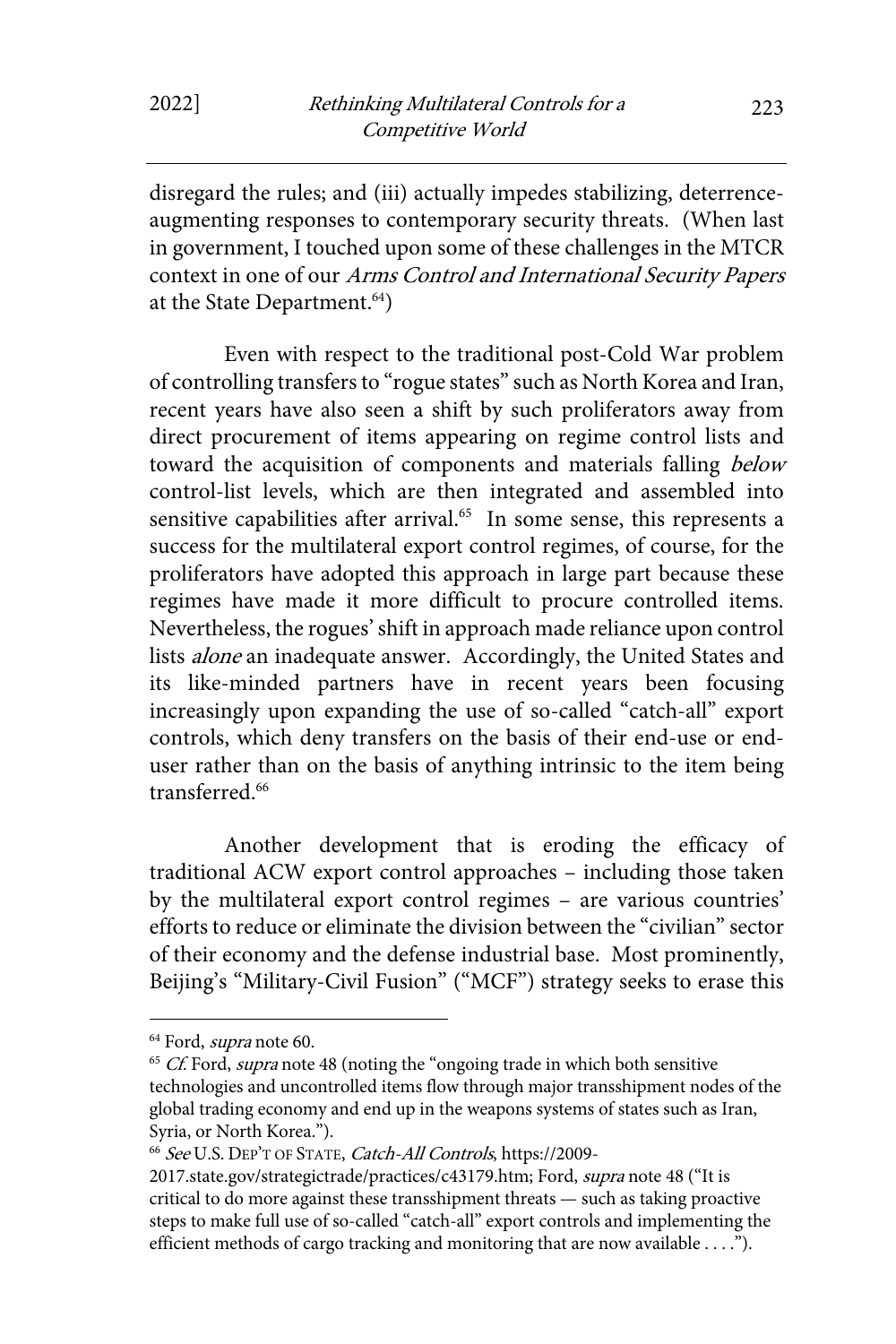disregard the rules; and (iii) actually impedes stabilizing, deterrence-augmenting responses to contemporary security threats. (When last in government, I touched upon some of these challenges in the MTCR context in one of our *Arms Control and International Security Papers* at the State Department.[64])

Even with respect to the traditional post-Cold War problem of controlling transfers to "rogue states" such as North Korea and Iran, recent years have also seen a shift by such proliferators away from direct procurement of items appearing on regime control lists and toward the acquisition of components and materials falling *below* control-list levels, which are then integrated and assembled into sensitive capabilities after arrival.[65] In some sense, this represents a success for the multilateral export control regimes, of course, for the proliferators have adopted this approach in large part because these regimes have made it more difficult to procure controlled items. Nevertheless, the rogues' shift in approach made reliance upon control lists *alone* an inadequate answer. Accordingly, the United States and its like-minded partners have in recent years been focusing increasingly upon expanding the use of so-called "catch-all" export controls, which deny transfers on the basis of their end-use or end-user rather than on the basis of anything intrinsic to the item being transferred.[66]

Another development that is eroding the efficacy of traditional ACW export control approaches – including those taken by the multilateral export control regimes – are various countries' efforts to reduce or eliminate the division between the "civilian" sector of their economy and the defense industrial base. Most prominently, Beijing's "Military-Civil Fusion" ("MCF") strategy seeks to erase this

---

[64] Ford, *supra* note 60.

[65] *Cf.* Ford, *supra* note 48 (noting the "ongoing trade in which both sensitive technologies and uncontrolled items flow through major transshipment nodes of the global trading economy and end up in the weapons systems of states such as Iran, Syria, or North Korea.").

[66] *See* U.S. DEP'T OF STATE, *Catch-All Controls*, https://2009-2017.state.gov/strategictrade/practices/c43179.htm; Ford, *supra* note 48 ("It is critical to do more against these transshipment threats — such as taking proactive steps to make full use of so-called "catch-all" export controls and implementing the efficient methods of cargo tracking and monitoring that are now available . . . .").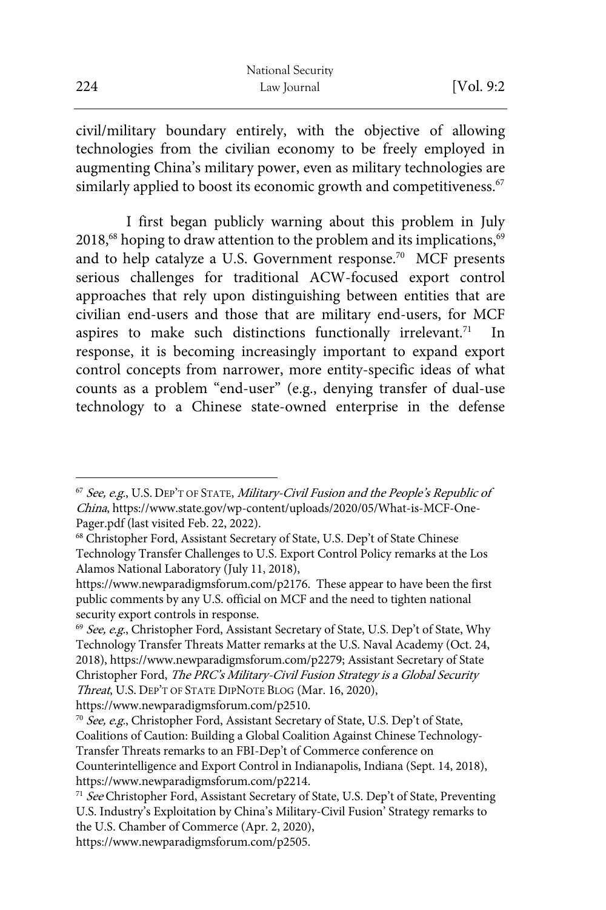civil/military boundary entirely, with the objective of allowing technologies from the civilian economy to be freely employed in augmenting China's military power, even as military technologies are similarly applied to boost its economic growth and competitiveness.[67]

I first began publicly warning about this problem in July 2018,[68] hoping to draw attention to the problem and its implications,[69] and to help catalyze a U.S. Government response.[70] MCF presents serious challenges for traditional ACW-focused export control approaches that rely upon distinguishing between entities that are civilian end-users and those that are military end-users, for MCF aspires to make such distinctions functionally irrelevant.[71] In response, it is becoming increasingly important to expand export control concepts from narrower, more entity-specific ideas of what counts as a problem "end-user" (e.g., denying transfer of dual-use technology to a Chinese state-owned enterprise in the defense

---

[67] *See, e.g.*, U.S. DEP'T OF STATE, *Military-Civil Fusion and the People's Republic of China*, https://www.state.gov/wp-content/uploads/2020/05/What-is-MCF-One-Pager.pdf (last visited Feb. 22, 2022).

[68] Christopher Ford, Assistant Secretary of State, U.S. Dep't of State Chinese Technology Transfer Challenges to U.S. Export Control Policy remarks at the Los Alamos National Laboratory (July 11, 2018), https://www.newparadigmsforum.com/p2176. These appear to have been the first public comments by any U.S. official on MCF and the need to tighten national security export controls in response.

[69] *See, e.g.*, Christopher Ford, Assistant Secretary of State, U.S. Dep't of State, Why Technology Transfer Threats Matter remarks at the U.S. Naval Academy (Oct. 24, 2018), https://www.newparadigmsforum.com/p2279; Assistant Secretary of State Christopher Ford, *The PRC's Military-Civil Fusion Strategy is a Global Security Threat*, U.S. DEP'T OF STATE DIPNOTE BLOG (Mar. 16, 2020), https://www.newparadigmsforum.com/p2510.

[70] *See, e.g.*, Christopher Ford, Assistant Secretary of State, U.S. Dep't of State, Coalitions of Caution: Building a Global Coalition Against Chinese Technology-Transfer Threats remarks to an FBI-Dep't of Commerce conference on Counterintelligence and Export Control in Indianapolis, Indiana (Sept. 14, 2018), https://www.newparadigmsforum.com/p2214.

[71] *See* Christopher Ford, Assistant Secretary of State, U.S. Dep't of State, Preventing U.S. Industry's Exploitation by China's Military-Civil Fusion' Strategy remarks to the U.S. Chamber of Commerce (Apr. 2, 2020), https://www.newparadigmsforum.com/p2505.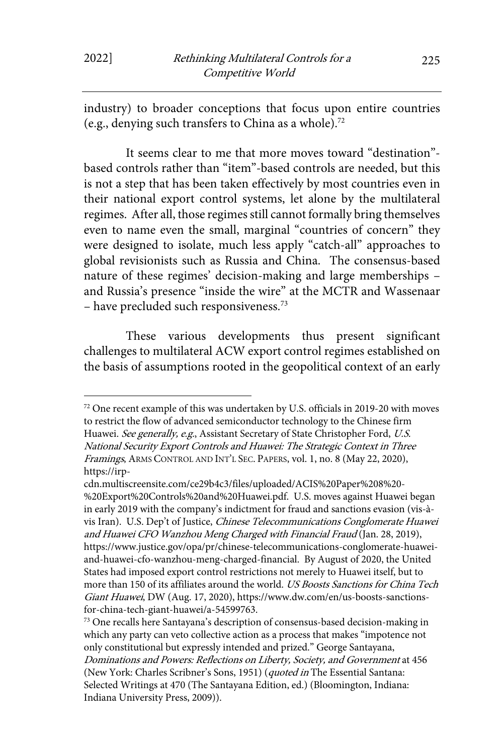industry) to broader conceptions that focus upon entire countries (e.g., denying such transfers to China as a whole).[72]

It seems clear to me that more moves toward "destination"-based controls rather than "item"-based controls are needed, but this is not a step that has been taken effectively by most countries even in their national export control systems, let alone by the multilateral regimes. After all, those regimes still cannot formally bring themselves even to name even the small, marginal "countries of concern" they were designed to isolate, much less apply "catch-all" approaches to global revisionists such as Russia and China. The consensus-based nature of these regimes' decision-making and large memberships – and Russia's presence "inside the wire" at the MCTR and Wassenaar – have precluded such responsiveness.[73]

These various developments thus present significant challenges to multilateral ACW export control regimes established on the basis of assumptions rooted in the geopolitical context of an early

---

[72] One recent example of this was undertaken by U.S. officials in 2019-20 with moves to restrict the flow of advanced semiconductor technology to the Chinese firm Huawei. *See generally, e.g.*, Assistant Secretary of State Christopher Ford, *U.S. National Security Export Controls and Huawei: The Strategic Context in Three Framings*, ARMS CONTROL AND INT'L SEC. PAPERS, vol. 1, no. 8 (May 22, 2020), https://irp-cdn.multiscreensite.com/ce29b4c3/files/uploaded/ACIS%20Paper%208%20-%20Export%20Controls%20and%20Huawei.pdf. U.S. moves against Huawei began in early 2019 with the company's indictment for fraud and sanctions evasion (vis-à-vis Iran). U.S. Dep't of Justice, *Chinese Telecommunications Conglomerate Huawei and Huawei CFO Wanzhou Meng Charged with Financial Fraud* (Jan. 28, 2019), https://www.justice.gov/opa/pr/chinese-telecommunications-conglomerate-huawei-and-huawei-cfo-wanzhou-meng-charged-financial. By August of 2020, the United States had imposed export control restrictions not merely to Huawei itself, but to more than 150 of its affiliates around the world. *US Boosts Sanctions for China Tech Giant Huawei*, DW (Aug. 17, 2020), https://www.dw.com/en/us-boosts-sanctions-for-china-tech-giant-huawei/a-54599763.

[73] One recalls here Santayana's description of consensus-based decision-making in which any party can veto collective action as a process that makes "impotence not only constitutional but expressly intended and prized." George Santayana, *Dominations and Powers: Reflections on Liberty, Society, and Government* at 456 (New York: Charles Scribner's Sons, 1951) (*quoted in* The Essential Santana: Selected Writings at 470 (The Santayana Edition, ed.) (Bloomington, Indiana: Indiana University Press, 2009)).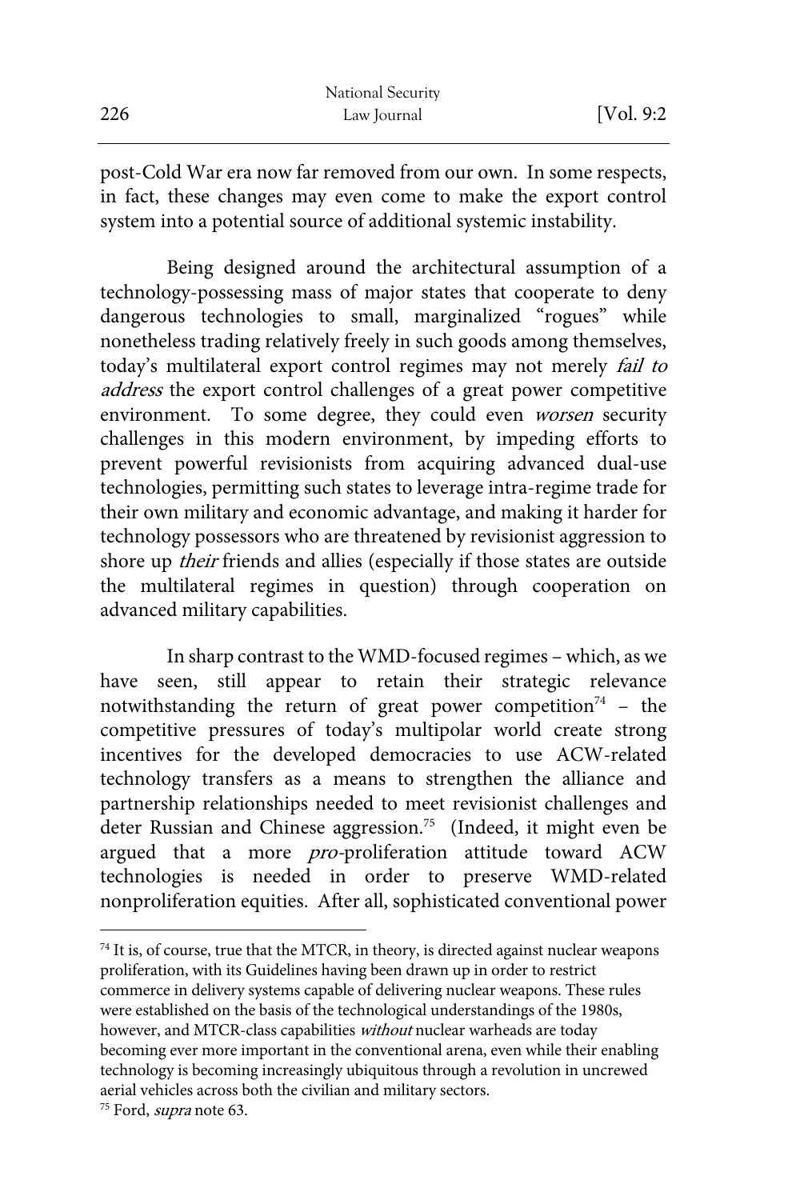post-Cold War era now far removed from our own. In some respects, in fact, these changes may even come to make the export control system into a potential source of additional systemic instability.

Being designed around the architectural assumption of a technology-possessing mass of major states that cooperate to deny dangerous technologies to small, marginalized "rogues" while nonetheless trading relatively freely in such goods among themselves, today's multilateral export control regimes may not merely *fail to address* the export control challenges of a great power competitive environment. To some degree, they could even *worsen* security challenges in this modern environment, by impeding efforts to prevent powerful revisionists from acquiring advanced dual-use technologies, permitting such states to leverage intra-regime trade for their own military and economic advantage, and making it harder for technology possessors who are threatened by revisionist aggression to shore up *their* friends and allies (especially if those states are outside the multilateral regimes in question) through cooperation on advanced military capabilities.

In sharp contrast to the WMD-focused regimes – which, as we have seen, still appear to retain their strategic relevance notwithstanding the return of great power competition[74] – the competitive pressures of today's multipolar world create strong incentives for the developed democracies to use ACW-related technology transfers as a means to strengthen the alliance and partnership relationships needed to meet revisionist challenges and deter Russian and Chinese aggression.[75] (Indeed, it might even be argued that a more *pro*-proliferation attitude toward ACW technologies is needed in order to preserve WMD-related nonproliferation equities. After all, sophisticated conventional power

---

[74] It is, of course, true that the MTCR, in theory, is directed against nuclear weapons proliferation, with its Guidelines having been drawn up in order to restrict commerce in delivery systems capable of delivering nuclear weapons. These rules were established on the basis of the technological understandings of the 1980s, however, and MTCR-class capabilities *without* nuclear warheads are today becoming ever more important in the conventional arena, even while their enabling technology is becoming increasingly ubiquitous through a revolution in uncrewed aerial vehicles across both the civilian and military sectors.

[75] Ford, *supra* note 63.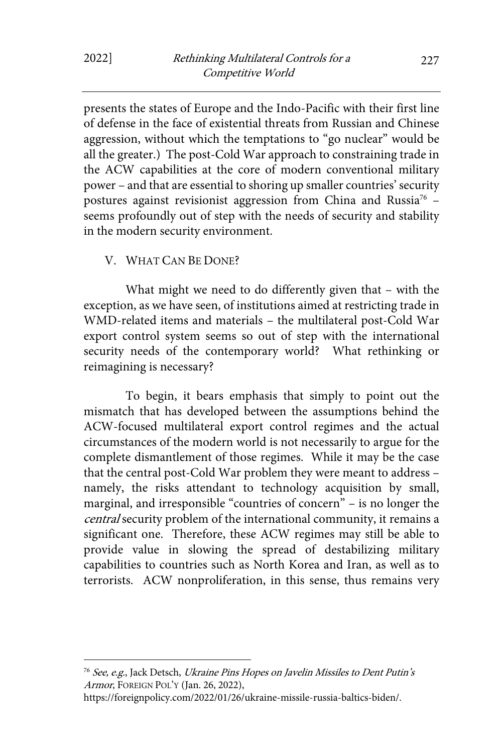presents the states of Europe and the Indo-Pacific with their first line of defense in the face of existential threats from Russian and Chinese aggression, without which the temptations to "go nuclear" would be all the greater.) The post-Cold War approach to constraining trade in the ACW capabilities at the core of modern conventional military power – and that are essential to shoring up smaller countries' security postures against revisionist aggression from China and Russia[76] – seems profoundly out of step with the needs of security and stability in the modern security environment.

## V. WHAT CAN BE DONE?

What might we need to do differently given that – with the exception, as we have seen, of institutions aimed at restricting trade in WMD-related items and materials – the multilateral post-Cold War export control system seems so out of step with the international security needs of the contemporary world? What rethinking or reimagining is necessary?

To begin, it bears emphasis that simply to point out the mismatch that has developed between the assumptions behind the ACW-focused multilateral export control regimes and the actual circumstances of the modern world is not necessarily to argue for the complete dismantlement of those regimes. While it may be the case that the central post-Cold War problem they were meant to address – namely, the risks attendant to technology acquisition by small, marginal, and irresponsible "countries of concern" – is no longer the *central* security problem of the international community, it remains a significant one. Therefore, these ACW regimes may still be able to provide value in slowing the spread of destabilizing military capabilities to countries such as North Korea and Iran, as well as to terrorists. ACW nonproliferation, in this sense, thus remains very

---

[76] *See, e.g.*, Jack Detsch, *Ukraine Pins Hopes on Javelin Missiles to Dent Putin's Armor*, FOREIGN POL'Y (Jan. 26, 2022), https://foreignpolicy.com/2022/01/26/ukraine-missile-russia-baltics-biden/.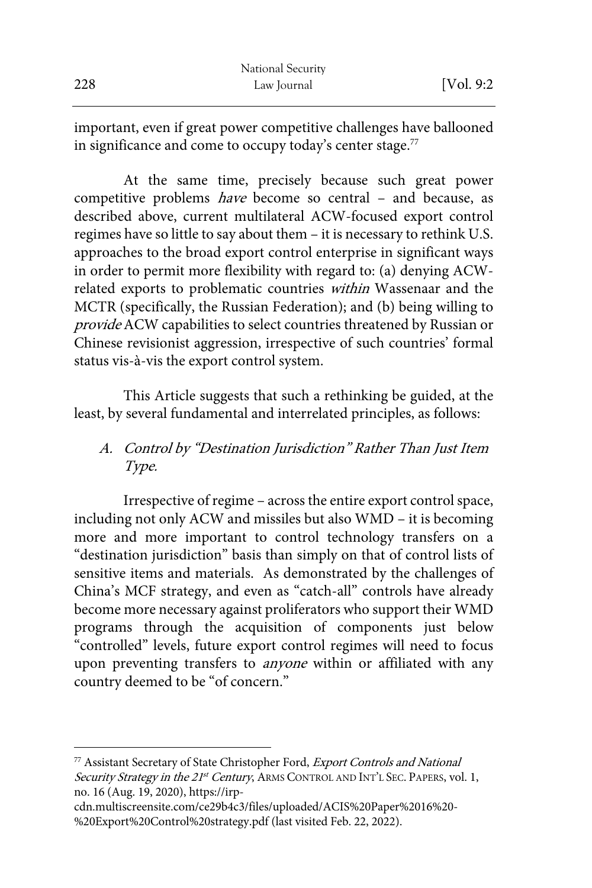important, even if great power competitive challenges have ballooned in significance and come to occupy today's center stage.[77]

At the same time, precisely because such great power competitive problems *have* become so central – and because, as described above, current multilateral ACW-focused export control regimes have so little to say about them – it is necessary to rethink U.S. approaches to the broad export control enterprise in significant ways in order to permit more flexibility with regard to: (a) denying ACW-related exports to problematic countries *within* Wassenaar and the MCTR (specifically, the Russian Federation); and (b) being willing to *provide* ACW capabilities to select countries threatened by Russian or Chinese revisionist aggression, irrespective of such countries' formal status vis-à-vis the export control system.

This Article suggests that such a rethinking be guided, at the least, by several fundamental and interrelated principles, as follows:

### A. *Control by "Destination Jurisdiction" Rather Than Just Item Type.*

Irrespective of regime – across the entire export control space, including not only ACW and missiles but also WMD – it is becoming more and more important to control technology transfers on a "destination jurisdiction" basis than simply on that of control lists of sensitive items and materials. As demonstrated by the challenges of China's MCF strategy, and even as "catch-all" controls have already become more necessary against proliferators who support their WMD programs through the acquisition of components just below "controlled" levels, future export control regimes will need to focus upon preventing transfers to *anyone* within or affiliated with any country deemed to be "of concern."

---

[77] Assistant Secretary of State Christopher Ford, *Export Controls and National Security Strategy in the 21st Century*, ARMS CONTROL AND INT'L SEC. PAPERS, vol. 1, no. 16 (Aug. 19, 2020), https://irp-cdn.multiscreensite.com/ce29b4c3/files/uploaded/ACIS%20Paper%2016%20-%20Export%20Control%20strategy.pdf (last visited Feb. 22, 2022).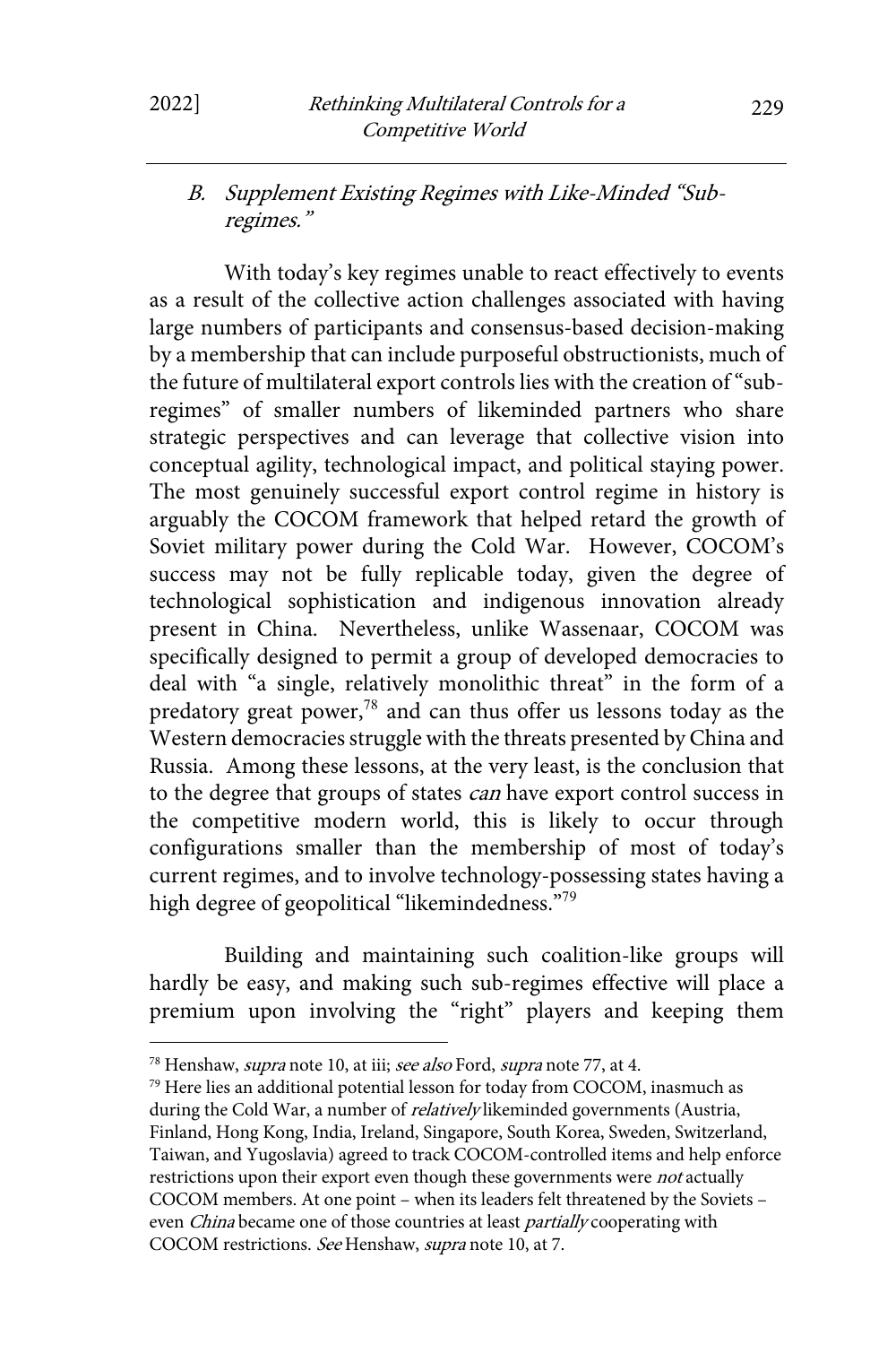### B. Supplement Existing Regimes with Like-Minded "Sub-regimes."

With today's key regimes unable to react effectively to events as a result of the collective action challenges associated with having large numbers of participants and consensus-based decision-making by a membership that can include purposeful obstructionists, much of the future of multilateral export controls lies with the creation of "sub-regimes" of smaller numbers of likeminded partners who share strategic perspectives and can leverage that collective vision into conceptual agility, technological impact, and political staying power. The most genuinely successful export control regime in history is arguably the COCOM framework that helped retard the growth of Soviet military power during the Cold War. However, COCOM's success may not be fully replicable today, given the degree of technological sophistication and indigenous innovation already present in China. Nevertheless, unlike Wassenaar, COCOM was specifically designed to permit a group of developed democracies to deal with "a single, relatively monolithic threat" in the form of a predatory great power,[78] and can thus offer us lessons today as the Western democracies struggle with the threats presented by China and Russia. Among these lessons, at the very least, is the conclusion that to the degree that groups of states *can* have export control success in the competitive modern world, this is likely to occur through configurations smaller than the membership of most of today's current regimes, and to involve technology-possessing states having a high degree of geopolitical "likemindedness."[79]

Building and maintaining such coalition-like groups will hardly be easy, and making such sub-regimes effective will place a premium upon involving the "right" players and keeping them

---

[78] Henshaw, *supra* note 10, at iii; *see also* Ford, *supra* note 77, at 4.

[79] Here lies an additional potential lesson for today from COCOM, inasmuch as during the Cold War, a number of *relatively* likeminded governments (Austria, Finland, Hong Kong, India, Ireland, Singapore, South Korea, Sweden, Switzerland, Taiwan, and Yugoslavia) agreed to track COCOM-controlled items and help enforce restrictions upon their export even though these governments were *not* actually COCOM members. At one point – when its leaders felt threatened by the Soviets – even *China* became one of those countries at least *partially* cooperating with COCOM restrictions. *See* Henshaw, *supra* note 10, at 7.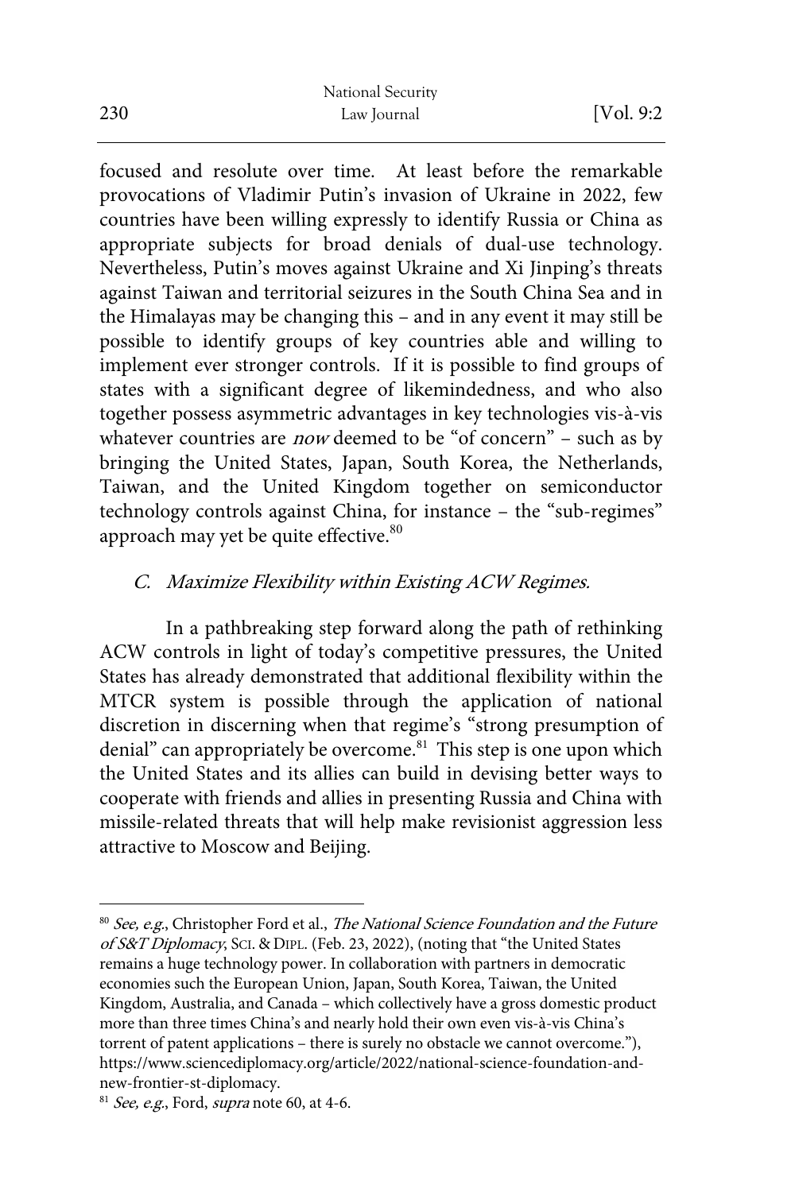focused and resolute over time. At least before the remarkable provocations of Vladimir Putin's invasion of Ukraine in 2022, few countries have been willing expressly to identify Russia or China as appropriate subjects for broad denials of dual-use technology. Nevertheless, Putin's moves against Ukraine and Xi Jinping's threats against Taiwan and territorial seizures in the South China Sea and in the Himalayas may be changing this – and in any event it may still be possible to identify groups of key countries able and willing to implement ever stronger controls. If it is possible to find groups of states with a significant degree of likemindedness, and who also together possess asymmetric advantages in key technologies vis-à-vis whatever countries are *now* deemed to be "of concern" – such as by bringing the United States, Japan, South Korea, the Netherlands, Taiwan, and the United Kingdom together on semiconductor technology controls against China, for instance – the "sub-regimes" approach may yet be quite effective.[80]

### *C. Maximize Flexibility within Existing ACW Regimes.*

In a pathbreaking step forward along the path of rethinking ACW controls in light of today's competitive pressures, the United States has already demonstrated that additional flexibility within the MTCR system is possible through the application of national discretion in discerning when that regime's "strong presumption of denial" can appropriately be overcome.[81] This step is one upon which the United States and its allies can build in devising better ways to cooperate with friends and allies in presenting Russia and China with missile-related threats that will help make revisionist aggression less attractive to Moscow and Beijing.

---

[80] *See, e.g.*, Christopher Ford et al., *The National Science Foundation and the Future of S&T Diplomacy*, SCI. & DIPL. (Feb. 23, 2022), (noting that "the United States remains a huge technology power. In collaboration with partners in democratic economies such the European Union, Japan, South Korea, Taiwan, the United Kingdom, Australia, and Canada – which collectively have a gross domestic product more than three times China's and nearly hold their own even vis-à-vis China's torrent of patent applications – there is surely no obstacle we cannot overcome."), https://www.sciencediplomacy.org/article/2022/national-science-foundation-and-new-frontier-st-diplomacy.

[81] *See, e.g.*, Ford, *supra* note 60, at 4-6.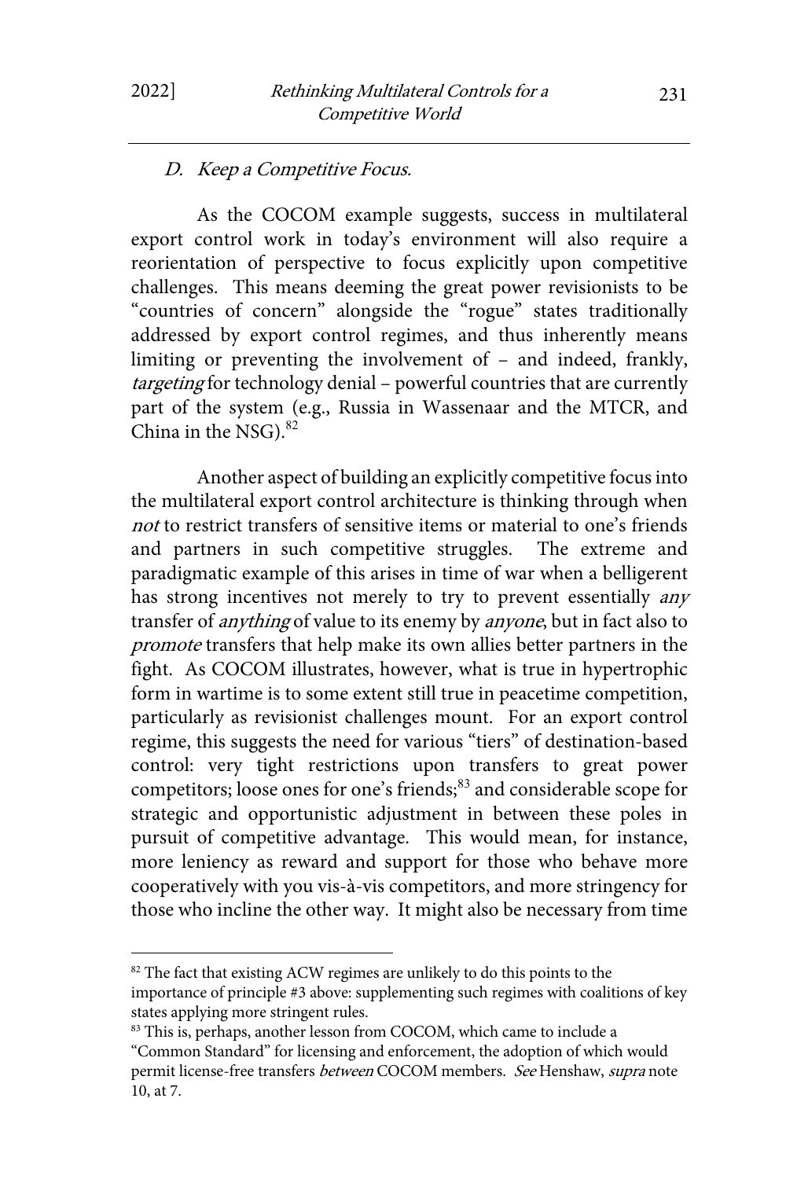### *D. Keep a Competitive Focus.*

As the COCOM example suggests, success in multilateral export control work in today's environment will also require a reorientation of perspective to focus explicitly upon competitive challenges. This means deeming the great power revisionists to be "countries of concern" alongside the "rogue" states traditionally addressed by export control regimes, and thus inherently means limiting or preventing the involvement of – and indeed, frankly, *targeting* for technology denial – powerful countries that are currently part of the system (e.g., Russia in Wassenaar and the MTCR, and China in the NSG).[82]

Another aspect of building an explicitly competitive focus into the multilateral export control architecture is thinking through when *not* to restrict transfers of sensitive items or material to one's friends and partners in such competitive struggles. The extreme and paradigmatic example of this arises in time of war when a belligerent has strong incentives not merely to try to prevent essentially *any* transfer of *anything* of value to its enemy by *anyone*, but in fact also to *promote* transfers that help make its own allies better partners in the fight. As COCOM illustrates, however, what is true in hypertrophic form in wartime is to some extent still true in peacetime competition, particularly as revisionist challenges mount. For an export control regime, this suggests the need for various "tiers" of destination-based control: very tight restrictions upon transfers to great power competitors; loose ones for one's friends;[83] and considerable scope for strategic and opportunistic adjustment in between these poles in pursuit of competitive advantage. This would mean, for instance, more leniency as reward and support for those who behave more cooperatively with you vis-à-vis competitors, and more stringency for those who incline the other way. It might also be necessary from time

---

[82] The fact that existing ACW regimes are unlikely to do this points to the importance of principle #3 above: supplementing such regimes with coalitions of key states applying more stringent rules.

[83] This is, perhaps, another lesson from COCOM, which came to include a "Common Standard" for licensing and enforcement, the adoption of which would permit license-free transfers *between* COCOM members. *See* Henshaw, *supra* note 10, at 7.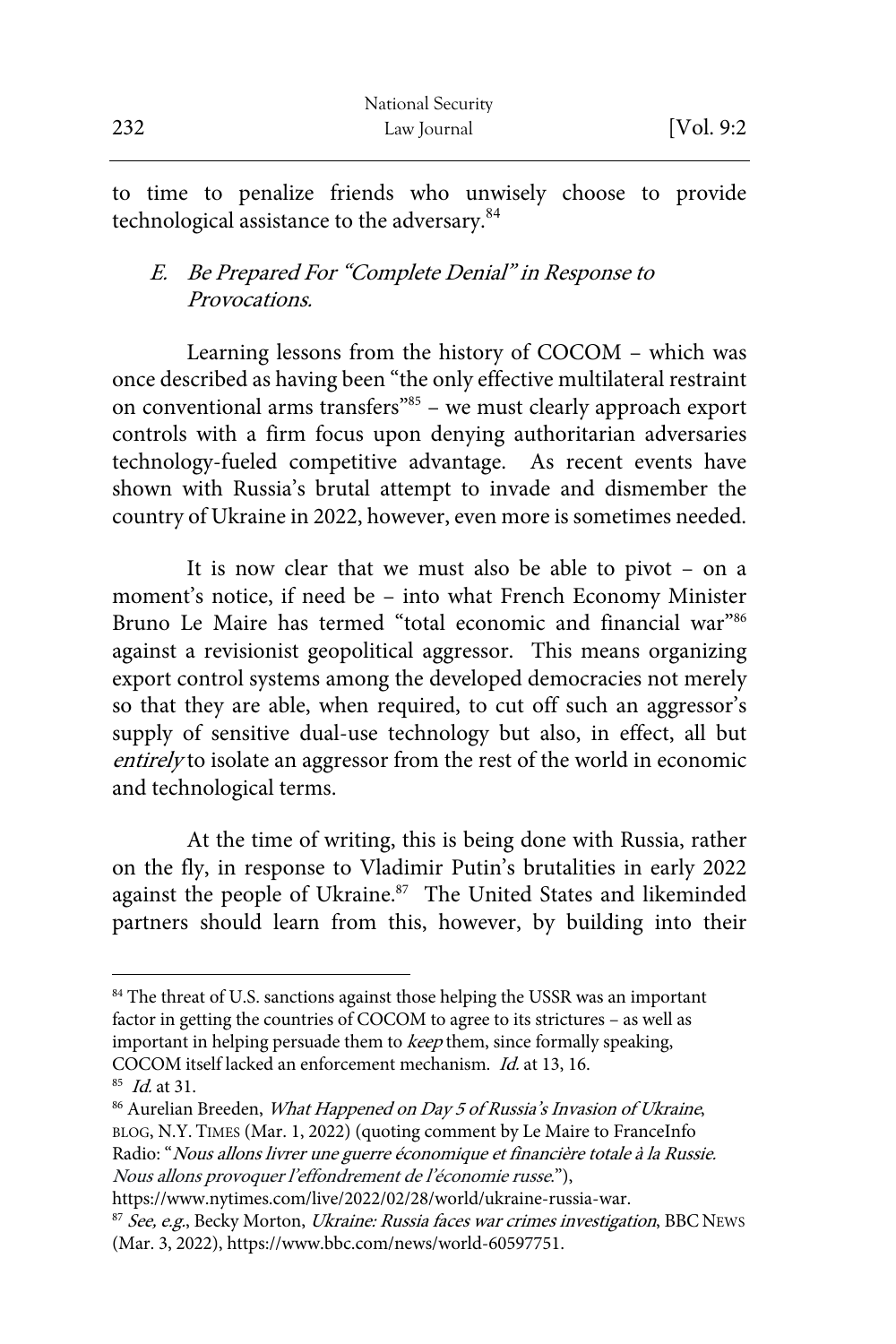to time to penalize friends who unwisely choose to provide technological assistance to the adversary.[84]

### E. *Be Prepared For "Complete Denial" in Response to Provocations.*

Learning lessons from the history of COCOM – which was once described as having been "the only effective multilateral restraint on conventional arms transfers"[85] – we must clearly approach export controls with a firm focus upon denying authoritarian adversaries technology-fueled competitive advantage. As recent events have shown with Russia's brutal attempt to invade and dismember the country of Ukraine in 2022, however, even more is sometimes needed.

It is now clear that we must also be able to pivot – on a moment's notice, if need be – into what French Economy Minister Bruno Le Maire has termed "total economic and financial war"[86] against a revisionist geopolitical aggressor. This means organizing export control systems among the developed democracies not merely so that they are able, when required, to cut off such an aggressor's supply of sensitive dual-use technology but also, in effect, all but *entirely* to isolate an aggressor from the rest of the world in economic and technological terms.

At the time of writing, this is being done with Russia, rather on the fly, in response to Vladimir Putin's brutalities in early 2022 against the people of Ukraine.[87] The United States and likeminded partners should learn from this, however, by building into their

---

[84] The threat of U.S. sanctions against those helping the USSR was an important factor in getting the countries of COCOM to agree to its strictures – as well as important in helping persuade them to *keep* them, since formally speaking, COCOM itself lacked an enforcement mechanism. *Id.* at 13, 16.

[85] *Id.* at 31.

[86] Aurelian Breeden, *What Happened on Day 5 of Russia's Invasion of Ukraine*, BLOG, N.Y. TIMES (Mar. 1, 2022) (quoting comment by Le Maire to FranceInfo Radio: "*Nous allons livrer une guerre économique et financière totale à la Russie. Nous allons provoquer l'effondrement de l'économie russe.*"), https://www.nytimes.com/live/2022/02/28/world/ukraine-russia-war.

[87] *See, e.g.*, Becky Morton, *Ukraine: Russia faces war crimes investigation*, BBC NEWS (Mar. 3, 2022), https://www.bbc.com/news/world-60597751.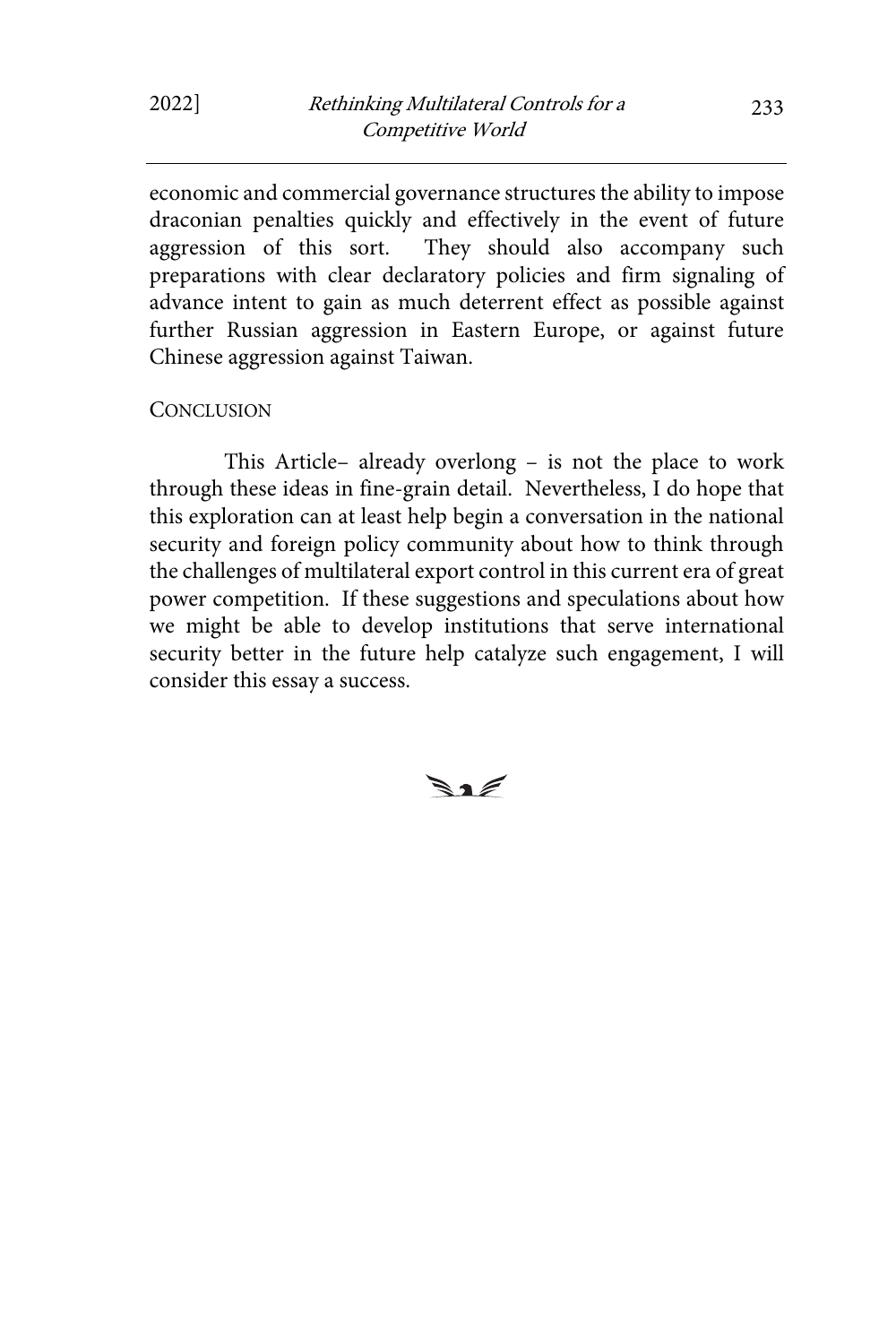economic and commercial governance structures the ability to impose draconian penalties quickly and effectively in the event of future aggression of this sort. They should also accompany such preparations with clear declaratory policies and firm signaling of advance intent to gain as much deterrent effect as possible against further Russian aggression in Eastern Europe, or against future Chinese aggression against Taiwan.

## CONCLUSION

This Article– already overlong – is not the place to work through these ideas in fine-grain detail. Nevertheless, I do hope that this exploration can at least help begin a conversation in the national security and foreign policy community about how to think through the challenges of multilateral export control in this current era of great power competition. If these suggestions and speculations about how we might be able to develop institutions that serve international security better in the future help catalyze such engagement, I will consider this essay a success.